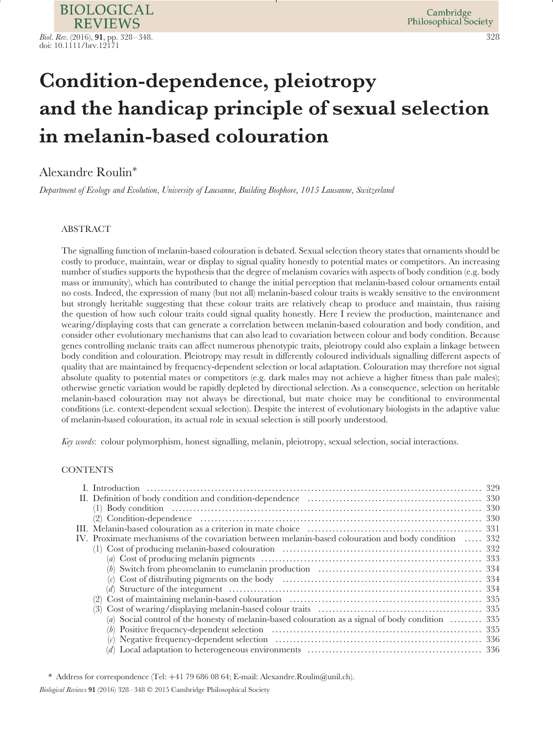# Condition-dependence, pleiotropy and the handicap principle of sexual selection in melanin-based colouration

Alexandre Roulin*

*Department of Ecology and Evolution, University of Lausanne, Building Biophore, 1015 Lausanne, Switzerland*

## ABSTRACT

The signalling function of melanin-based colouration is debated. Sexual selection theory states that ornaments should be costly to produce, maintain, wear or display to signal quality honestly to potential mates or competitors. An increasing number of studies supports the hypothesis that the degree of melanism covaries with aspects of body condition (e.g. body mass or immunity), which has contributed to change the initial perception that melanin-based colour ornaments entail no costs. Indeed, the expression of many (but not all) melanin-based colour traits is weakly sensitive to the environment but strongly heritable suggesting that these colour traits are relatively cheap to produce and maintain, thus raising the question of how such colour traits could signal quality honestly. Here I review the production, maintenance and wearing/displaying costs that can generate a correlation between melanin-based colouration and body condition, and consider other evolutionary mechanisms that can also lead to covariation between colour and body condition. Because genes controlling melanic traits can affect numerous phenotypic traits, pleiotropy could also explain a linkage between body condition and colouration. Pleiotropy may result in differently coloured individuals signalling different aspects of quality that are maintained by frequency-dependent selection or local adaptation. Colouration may therefore not signal absolute quality to potential mates or competitors (e.g. dark males may not achieve a higher fitness than pale males); otherwise genetic variation would be rapidly depleted by directional selection. As a consequence, selection on heritable melanin-based colouration may not always be directional, but mate choice may be conditional to environmental conditions (i.e. context-dependent sexual selection). Despite the interest of evolutionary biologists in the adaptive value of melanin-based colouration, its actual role in sexual selection is still poorly understood.

*Key words*: colour polymorphism, honest signalling, melanin, pleiotropy, sexual selection, social interactions.

## CONTENTS

I. Introduction ..... 329
II. Definition of body condition and condition-dependence ..... 330
  (1) Body condition ..... 330
  (2) Condition-dependence ..... 330
III. Melanin-based colouration as a criterion in mate choice ..... 331
IV. Proximate mechanisms of the covariation between melanin-based colouration and body condition ..... 332
  (1) Cost of producing melanin-based colouration ..... 332
    (*a*) Cost of producing melanin pigments ..... 333
    (*b*) Switch from pheomelanin to eumelanin production ..... 334
    (*c*) Cost of distributing pigments on the body ..... 334
    (*d*) Structure of the integument ..... 334
  (2) Cost of maintaining melanin-based colouration ..... 335
  (3) Cost of wearing/displaying melanin-based colour traits ..... 335
    (*a*) Social control of the honesty of melanin-based colouration as a signal of body condition ..... 335
    (*b*) Positive frequency-dependent selection ..... 335
    (*c*) Negative frequency-dependent selection ..... 336
    (*d*) Local adaptation to heterogeneous environments ..... 336

* Address for correspondence (Tel: +41 79 686 08 64; E-mail: Alexandre.Roulin@unil.ch).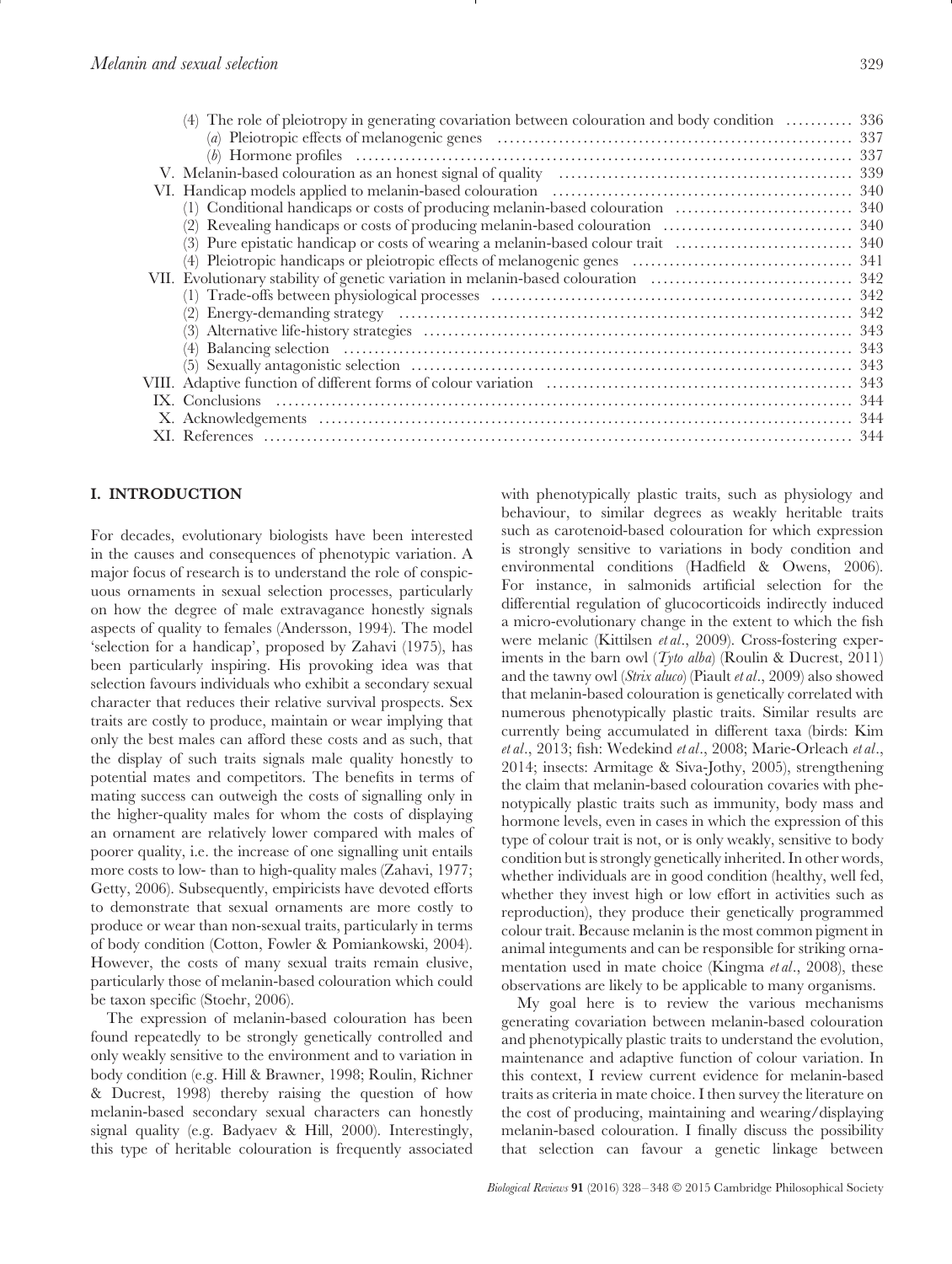(4) The role of pleiotropy in generating covariation between colouration and body condition .......... 336
  (a) Pleiotropic effects of melanogenic genes .......... 337
  (b) Hormone profiles .......... 337

V. Melanin-based colouration as an honest signal of quality .......... 339

VI. Handicap models applied to melanin-based colouration .......... 340
  (1) Conditional handicaps or costs of producing melanin-based colouration .......... 340
  (2) Revealing handicaps or costs of producing melanin-based colouration .......... 340
  (3) Pure epistatic handicap or costs of wearing a melanin-based colour trait .......... 340
  (4) Pleiotropic handicaps or pleiotropic effects of melanogenic genes .......... 341

VII. Evolutionary stability of genetic variation in melanin-based colouration .......... 342
  (1) Trade-offs between physiological processes .......... 342
  (2) Energy-demanding strategy .......... 342
  (3) Alternative life-history strategies .......... 343
  (4) Balancing selection .......... 343
  (5) Sexually antagonistic selection .......... 343

VIII. Adaptive function of different forms of colour variation .......... 343

IX. Conclusions .......... 344

X. Acknowledgements .......... 344

XI. References .......... 344

## I. INTRODUCTION

For decades, evolutionary biologists have been interested in the causes and consequences of phenotypic variation. A major focus of research is to understand the role of conspicuous ornaments in sexual selection processes, particularly on how the degree of male extravagance honestly signals aspects of quality to females (Andersson, 1994). The model 'selection for a handicap', proposed by Zahavi (1975), has been particularly inspiring. His provoking idea was that selection favours individuals who exhibit a secondary sexual character that reduces their relative survival prospects. Sex traits are costly to produce, maintain or wear implying that only the best males can afford these costs and as such, that the display of such traits signals male quality honestly to potential mates and competitors. The benefits in terms of mating success can outweigh the costs of signalling only in the higher-quality males for whom the costs of displaying an ornament are relatively lower compared with males of poorer quality, i.e. the increase of one signalling unit entails more costs to low- than to high-quality males (Zahavi, 1977; Getty, 2006). Subsequently, empiricists have devoted efforts to demonstrate that sexual ornaments are more costly to produce or wear than non-sexual traits, particularly in terms of body condition (Cotton, Fowler & Pomiankowski, 2004). However, the costs of many sexual traits remain elusive, particularly those of melanin-based colouration which could be taxon specific (Stoehr, 2006).

The expression of melanin-based colouration has been found repeatedly to be strongly genetically controlled and only weakly sensitive to the environment and to variation in body condition (e.g. Hill & Brawner, 1998; Roulin, Richner & Ducrest, 1998) thereby raising the question of how melanin-based secondary sexual characters can honestly signal quality (e.g. Badyaev & Hill, 2000). Interestingly, this type of heritable colouration is frequently associated with phenotypically plastic traits, such as physiology and behaviour, to similar degrees as weakly heritable traits such as carotenoid-based colouration for which expression is strongly sensitive to variations in body condition and environmental conditions (Hadfield & Owens, 2006). For instance, in salmonids artificial selection for the differential regulation of glucocorticoids indirectly induced a micro-evolutionary change in the extent to which the fish were melanic (Kittilsen *et al*., 2009). Cross-fostering experiments in the barn owl (*Tyto alba*) (Roulin & Ducrest, 2011) and the tawny owl (*Strix aluco*) (Piault *et al*., 2009) also showed that melanin-based colouration is genetically correlated with numerous phenotypically plastic traits. Similar results are currently being accumulated in different taxa (birds: Kim *et al*., 2013; fish: Wedekind *et al*., 2008; Marie-Orleach *et al*., 2014; insects: Armitage & Siva-Jothy, 2005), strengthening the claim that melanin-based colouration covaries with phenotypically plastic traits such as immunity, body mass and hormone levels, even in cases in which the expression of this type of colour trait is not, or is only weakly, sensitive to body condition but is strongly genetically inherited. In other words, whether individuals are in good condition (healthy, well fed, whether they invest high or low effort in activities such as reproduction), they produce their genetically programmed colour trait. Because melanin is the most common pigment in animal integuments and can be responsible for striking ornamentation used in mate choice (Kingma *et al*., 2008), these observations are likely to be applicable to many organisms.

My goal here is to review the various mechanisms generating covariation between melanin-based colouration and phenotypically plastic traits to understand the evolution, maintenance and adaptive function of colour variation. In this context, I review current evidence for melanin-based traits as criteria in mate choice. I then survey the literature on the cost of producing, maintaining and wearing/displaying melanin-based colouration. I finally discuss the possibility that selection can favour a genetic linkage between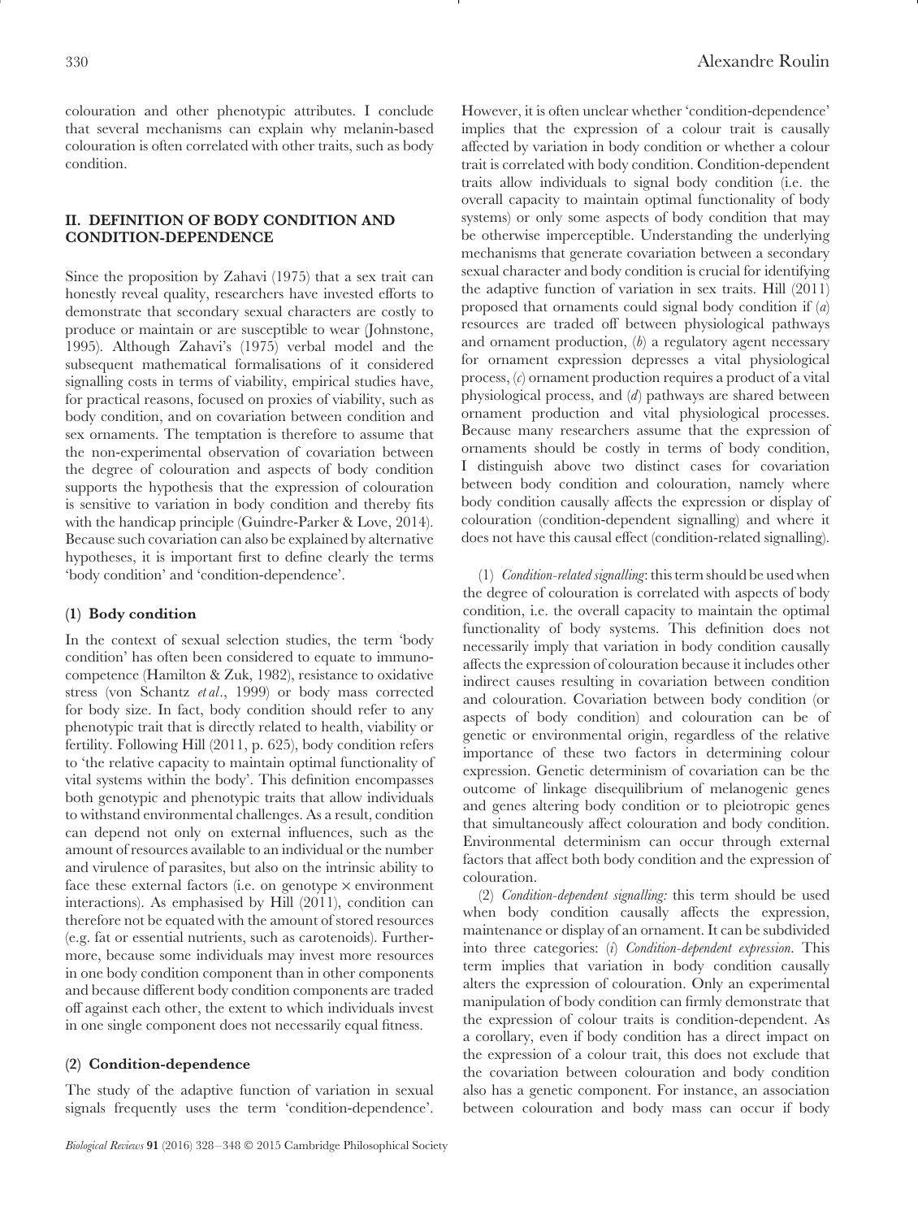colouration and other phenotypic attributes. I conclude that several mechanisms can explain why melanin-based colouration is often correlated with other traits, such as body condition.

## II. DEFINITION OF BODY CONDITION AND CONDITION-DEPENDENCE

Since the proposition by Zahavi (1975) that a sex trait can honestly reveal quality, researchers have invested efforts to demonstrate that secondary sexual characters are costly to produce or maintain or are susceptible to wear (Johnstone, 1995). Although Zahavi's (1975) verbal model and the subsequent mathematical formalisations of it considered signalling costs in terms of viability, empirical studies have, for practical reasons, focused on proxies of viability, such as body condition, and on covariation between condition and sex ornaments. The temptation is therefore to assume that the non-experimental observation of covariation between the degree of colouration and aspects of body condition supports the hypothesis that the expression of colouration is sensitive to variation in body condition and thereby fits with the handicap principle (Guindre-Parker & Love, 2014). Because such covariation can also be explained by alternative hypotheses, it is important first to define clearly the terms 'body condition' and 'condition-dependence'.

### (1) Body condition

In the context of sexual selection studies, the term 'body condition' has often been considered to equate to immunocompetence (Hamilton & Zuk, 1982), resistance to oxidative stress (von Schantz *et al.*, 1999) or body mass corrected for body size. In fact, body condition should refer to any phenotypic trait that is directly related to health, viability or fertility. Following Hill (2011, p. 625), body condition refers to 'the relative capacity to maintain optimal functionality of vital systems within the body'. This definition encompasses both genotypic and phenotypic traits that allow individuals to withstand environmental challenges. As a result, condition can depend not only on external influences, such as the amount of resources available to an individual or the number and virulence of parasites, but also on the intrinsic ability to face these external factors (i.e. on genotype × environment interactions). As emphasised by Hill (2011), condition can therefore not be equated with the amount of stored resources (e.g. fat or essential nutrients, such as carotenoids). Furthermore, because some individuals may invest more resources in one body condition component than in other components and because different body condition components are traded off against each other, the extent to which individuals invest in one single component does not necessarily equal fitness.

### (2) Condition-dependence

The study of the adaptive function of variation in sexual signals frequently uses the term 'condition-dependence'. However, it is often unclear whether 'condition-dependence' implies that the expression of a colour trait is causally affected by variation in body condition or whether a colour trait is correlated with body condition. Condition-dependent traits allow individuals to signal body condition (i.e. the overall capacity to maintain optimal functionality of body systems) or only some aspects of body condition that may be otherwise imperceptible. Understanding the underlying mechanisms that generate covariation between a secondary sexual character and body condition is crucial for identifying the adaptive function of variation in sex traits. Hill (2011) proposed that ornaments could signal body condition if (*a*) resources are traded off between physiological pathways and ornament production, (*b*) a regulatory agent necessary for ornament expression depresses a vital physiological process, (*c*) ornament production requires a product of a vital physiological process, and (*d*) pathways are shared between ornament production and vital physiological processes. Because many researchers assume that the expression of ornaments should be costly in terms of body condition, I distinguish above two distinct cases for covariation between body condition and colouration, namely where body condition causally affects the expression or display of colouration (condition-dependent signalling) and where it does not have this causal effect (condition-related signalling).

(1) *Condition-related signalling*: this term should be used when the degree of colouration is correlated with aspects of body condition, i.e. the overall capacity to maintain the optimal functionality of body systems. This definition does not necessarily imply that variation in body condition causally affects the expression of colouration because it includes other indirect causes resulting in covariation between condition and colouration. Covariation between body condition (or aspects of body condition) and colouration can be of genetic or environmental origin, regardless of the relative importance of these two factors in determining colour expression. Genetic determinism of covariation can be the outcome of linkage disequilibrium of melanogenic genes and genes altering body condition or to pleiotropic genes that simultaneously affect colouration and body condition. Environmental determinism can occur through external factors that affect both body condition and the expression of colouration.

(2) *Condition-dependent signalling:* this term should be used when body condition causally affects the expression, maintenance or display of an ornament. It can be subdivided into three categories: (*i*) *Condition-dependent expression*. This term implies that variation in body condition causally alters the expression of colouration. Only an experimental manipulation of body condition can firmly demonstrate that the expression of colour traits is condition-dependent. As a corollary, even if body condition has a direct impact on the expression of a colour trait, this does not exclude that the covariation between colouration and body condition also has a genetic component. For instance, an association between colouration and body mass can occur if body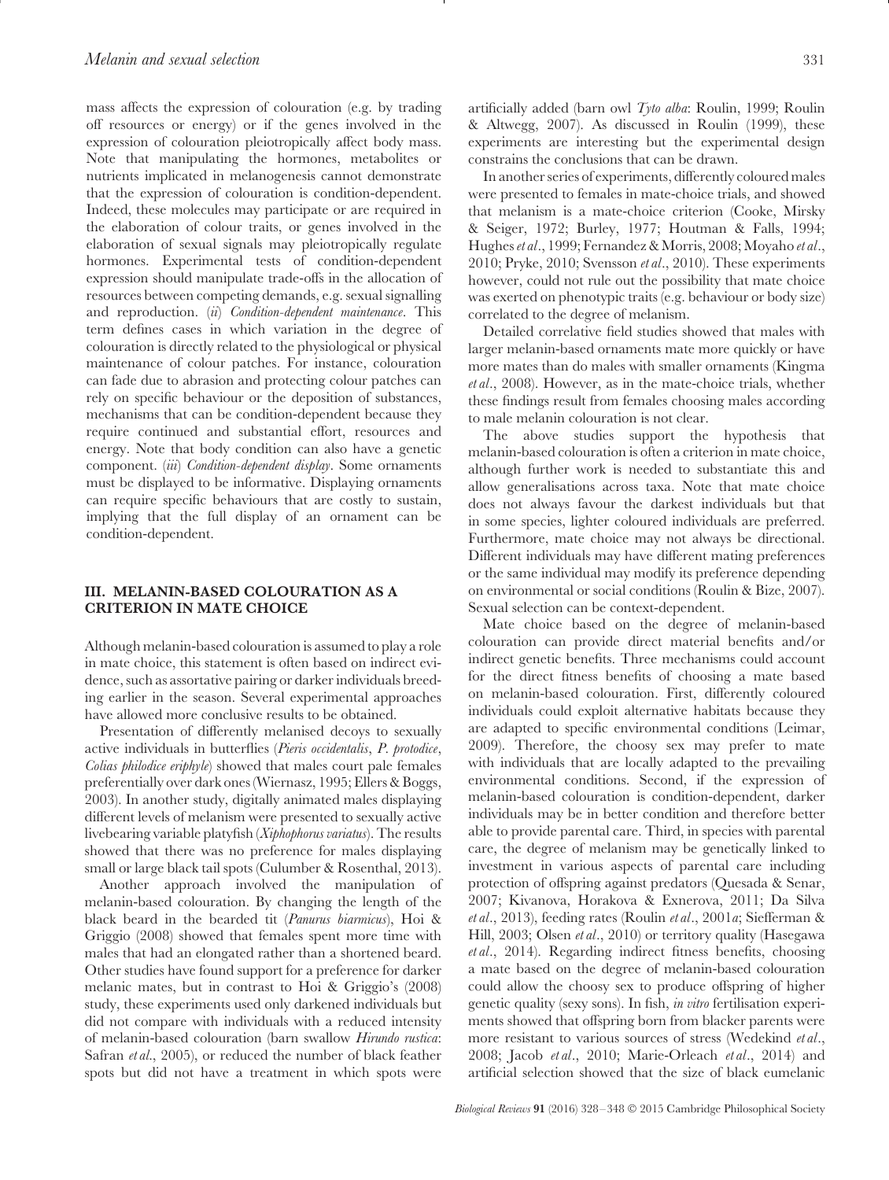mass affects the expression of colouration (e.g. by trading off resources or energy) or if the genes involved in the expression of colouration pleiotropically affect body mass. Note that manipulating the hormones, metabolites or nutrients implicated in melanogenesis cannot demonstrate that the expression of colouration is condition-dependent. Indeed, these molecules may participate or are required in the elaboration of colour traits, or genes involved in the elaboration of sexual signals may pleiotropically regulate hormones. Experimental tests of condition-dependent expression should manipulate trade-offs in the allocation of resources between competing demands, e.g. sexual signalling and reproduction. (*ii*) *Condition-dependent maintenance*. This term defines cases in which variation in the degree of colouration is directly related to the physiological or physical maintenance of colour patches. For instance, colouration can fade due to abrasion and protecting colour patches can rely on specific behaviour or the deposition of substances, mechanisms that can be condition-dependent because they require continued and substantial effort, resources and energy. Note that body condition can also have a genetic component. (*iii*) *Condition-dependent display*. Some ornaments must be displayed to be informative. Displaying ornaments can require specific behaviours that are costly to sustain, implying that the full display of an ornament can be condition-dependent.

## III. MELANIN-BASED COLOURATION AS A CRITERION IN MATE CHOICE

Although melanin-based colouration is assumed to play a role in mate choice, this statement is often based on indirect evidence, such as assortative pairing or darker individuals breeding earlier in the season. Several experimental approaches have allowed more conclusive results to be obtained.

Presentation of differently melanised decoys to sexually active individuals in butterflies (*Pieris occidentalis*, *P. protodice*, *Colias philodice eriphyle*) showed that males court pale females preferentially over dark ones (Wiernasz, 1995; Ellers & Boggs, 2003). In another study, digitally animated males displaying different levels of melanism were presented to sexually active livebearing variable platyfish (*Xiphophorus variatus*). The results showed that there was no preference for males displaying small or large black tail spots (Culumber & Rosenthal, 2013).

Another approach involved the manipulation of melanin-based colouration. By changing the length of the black beard in the bearded tit (*Panurus biarmicus*), Hoi & Griggio (2008) showed that females spent more time with males that had an elongated rather than a shortened beard. Other studies have found support for a preference for darker melanic mates, but in contrast to Hoi & Griggio's (2008) study, these experiments used only darkened individuals but did not compare with individuals with a reduced intensity of melanin-based colouration (barn swallow *Hirundo rustica*: Safran *et al*., 2005), or reduced the number of black feather spots but did not have a treatment in which spots were artificially added (barn owl *Tyto alba*: Roulin, 1999; Roulin & Altwegg, 2007). As discussed in Roulin (1999), these experiments are interesting but the experimental design constrains the conclusions that can be drawn.

In another series of experiments, differently coloured males were presented to females in mate-choice trials, and showed that melanism is a mate-choice criterion (Cooke, Mirsky & Seiger, 1972; Burley, 1977; Houtman & Falls, 1994; Hughes *et al*., 1999; Fernandez & Morris, 2008; Moyaho *et al*., 2010; Pryke, 2010; Svensson *et al*., 2010). These experiments however, could not rule out the possibility that mate choice was exerted on phenotypic traits (e.g. behaviour or body size) correlated to the degree of melanism.

Detailed correlative field studies showed that males with larger melanin-based ornaments mate more quickly or have more mates than do males with smaller ornaments (Kingma *et al*., 2008). However, as in the mate-choice trials, whether these findings result from females choosing males according to male melanin colouration is not clear.

The above studies support the hypothesis that melanin-based colouration is often a criterion in mate choice, although further work is needed to substantiate this and allow generalisations across taxa. Note that mate choice does not always favour the darkest individuals but that in some species, lighter coloured individuals are preferred. Furthermore, mate choice may not always be directional. Different individuals may have different mating preferences or the same individual may modify its preference depending on environmental or social conditions (Roulin & Bize, 2007). Sexual selection can be context-dependent.

Mate choice based on the degree of melanin-based colouration can provide direct material benefits and/or indirect genetic benefits. Three mechanisms could account for the direct fitness benefits of choosing a mate based on melanin-based colouration. First, differently coloured individuals could exploit alternative habitats because they are adapted to specific environmental conditions (Leimar, 2009). Therefore, the choosy sex may prefer to mate with individuals that are locally adapted to the prevailing environmental conditions. Second, if the expression of melanin-based colouration is condition-dependent, darker individuals may be in better condition and therefore better able to provide parental care. Third, in species with parental care, the degree of melanism may be genetically linked to investment in various aspects of parental care including protection of offspring against predators (Quesada & Senar, 2007; Kivanova, Horakova & Exnerova, 2011; Da Silva *et al*., 2013), feeding rates (Roulin *et al*., 2001*a*; Siefferman & Hill, 2003; Olsen *et al*., 2010) or territory quality (Hasegawa *et al*., 2014). Regarding indirect fitness benefits, choosing a mate based on the degree of melanin-based colouration could allow the choosy sex to produce offspring of higher genetic quality (sexy sons). In fish, *in vitro* fertilisation experiments showed that offspring born from blacker parents were more resistant to various sources of stress (Wedekind *et al*., 2008; Jacob *et al*., 2010; Marie-Orleach *et al*., 2014) and artificial selection showed that the size of black eumelanic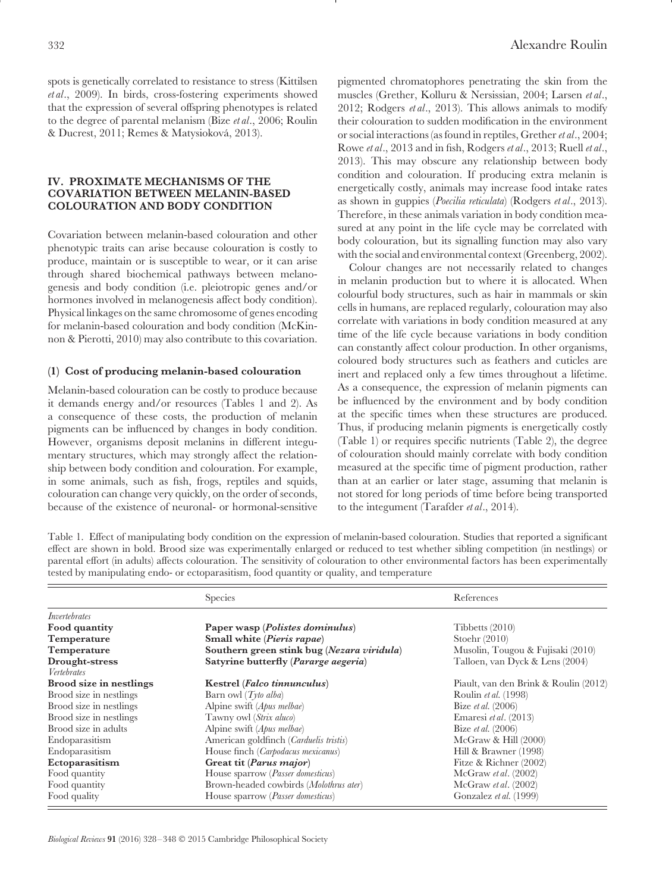spots is genetically correlated to resistance to stress (Kittilsen *et al*., 2009). In birds, cross-fostering experiments showed that the expression of several offspring phenotypes is related to the degree of parental melanism (Bize *et al*., 2006; Roulin & Ducrest, 2011; Remes & Matysioková, 2013).

## IV. PROXIMATE MECHANISMS OF THE COVARIATION BETWEEN MELANIN-BASED COLOURATION AND BODY CONDITION

Covariation between melanin-based colouration and other phenotypic traits can arise because colouration is costly to produce, maintain or is susceptible to wear, or it can arise through shared biochemical pathways between melanogenesis and body condition (i.e. pleiotropic genes and/or hormones involved in melanogenesis affect body condition). Physical linkages on the same chromosome of genes encoding for melanin-based colouration and body condition (McKinnon & Pierotti, 2010) may also contribute to this covariation.

### (1) Cost of producing melanin-based colouration

Melanin-based colouration can be costly to produce because it demands energy and/or resources (Tables 1 and 2). As a consequence of these costs, the production of melanin pigments can be influenced by changes in body condition. However, organisms deposit melanins in different integumentary structures, which may strongly affect the relationship between body condition and colouration. For example, in some animals, such as fish, frogs, reptiles and squids, colouration can change very quickly, on the order of seconds, because of the existence of neuronal- or hormonal-sensitive pigmented chromatophores penetrating the skin from the muscles (Grether, Kolluru & Nersissian, 2004; Larsen *et al*., 2012; Rodgers *et al*., 2013). This allows animals to modify their colouration to sudden modification in the environment or social interactions (as found in reptiles, Grether *et al*., 2004; Rowe *et al*., 2013 and in fish, Rodgers *et al*., 2013; Ruell *et al*., 2013). This may obscure any relationship between body condition and colouration. If producing extra melanin is energetically costly, animals may increase food intake rates as shown in guppies (*Poecilia reticulata*) (Rodgers *et al*., 2013). Therefore, in these animals variation in body condition measured at any point in the life cycle may be correlated with body colouration, but its signalling function may also vary with the social and environmental context (Greenberg, 2002).

Colour changes are not necessarily related to changes in melanin production but to where it is allocated. When colourful body structures, such as hair in mammals or skin cells in humans, are replaced regularly, colouration may also correlate with variations in body condition measured at any time of the life cycle because variations in body condition can constantly affect colour production. In other organisms, coloured body structures such as feathers and cuticles are inert and replaced only a few times throughout a lifetime. As a consequence, the expression of melanin pigments can be influenced by the environment and by body condition at the specific times when these structures are produced. Thus, if producing melanin pigments is energetically costly (Table 1) or requires specific nutrients (Table 2), the degree of colouration should mainly correlate with body condition measured at the specific time of pigment production, rather than at an earlier or later stage, assuming that melanin is not stored for long periods of time before being transported to the integument (Tarafder *et al*., 2014).

Table 1. Effect of manipulating body condition on the expression of melanin-based colouration. Studies that reported a significant effect are shown in bold. Brood size was experimentally enlarged or reduced to test whether sibling competition (in nestlings) or parental effort (in adults) affects colouration. The sensitivity of colouration to other environmental factors has been experimentally tested by manipulating endo- or ectoparasitism, food quantity or quality, and temperature

| | Species | References |
|---|---|---|
| *Invertebrates* | | |
| **Food quantity** | **Paper wasp (*Polistes dominulus*)** | Tibbetts (2010) |
| **Temperature** | **Small white (*Pieris rapae*)** | Stoehr (2010) |
| **Temperature** | **Southern green stink bug (*Nezara viridula*)** | Musolin, Tougou & Fujisaki (2010) |
| **Drought-stress** | **Satyrine butterfly (*Pararge aegeria*)** | Talloen, van Dyck & Lens (2004) |
| *Vertebrates* | | |
| **Brood size in nestlings** | **Kestrel (*Falco tinnunculus*)** | Piault, van den Brink & Roulin (2012) |
| Brood size in nestlings | Barn owl (*Tyto alba*) | Roulin *et al.* (1998) |
| Brood size in nestlings | Alpine swift (*Apus melbae*) | Bize *et al.* (2006) |
| Brood size in nestlings | Tawny owl (*Strix aluco*) | Emaresi *et al*. (2013) |
| Brood size in adults | Alpine swift (*Apus melbae*) | Bize *et al.* (2006) |
| Endoparasitism | American goldfinch (*Carduelis tristis*) | McGraw & Hill (2000) |
| Endoparasitism | House finch (*Carpodacus mexicanus*) | Hill & Brawner (1998) |
| **Ectoparasitism** | **Great tit (*Parus major*)** | Fitze & Richner (2002) |
| Food quantity | House sparrow (*Passer domesticus*) | McGraw *et al*. (2002) |
| Food quantity | Brown-headed cowbirds (*Molothrus ater*) | McGraw *et al*. (2002) |
| Food quality | House sparrow (*Passer domesticus*) | Gonzalez *et al.* (1999) |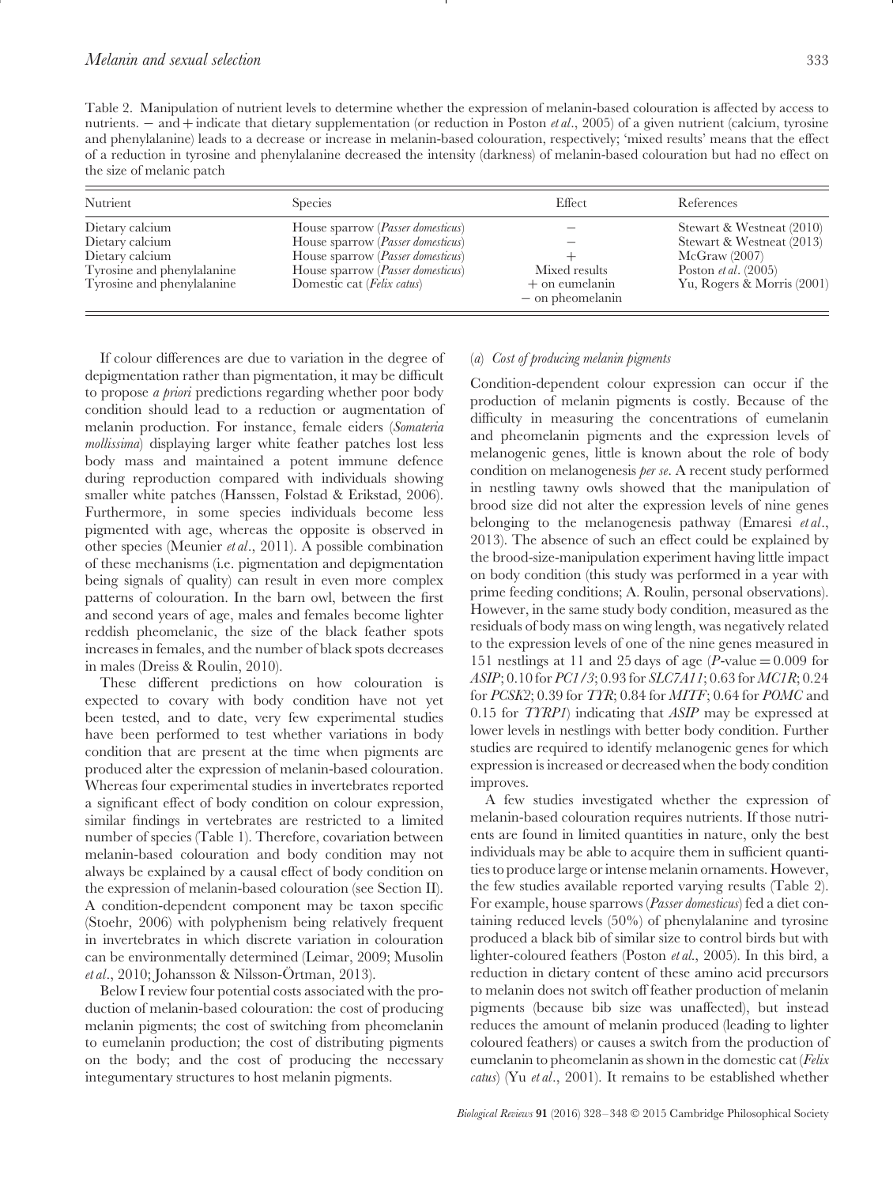Table 2. Manipulation of nutrient levels to determine whether the expression of melanin-based colouration is affected by access to nutrients. − and + indicate that dietary supplementation (or reduction in Poston *et al*., 2005) of a given nutrient (calcium, tyrosine and phenylalanine) leads to a decrease or increase in melanin-based colouration, respectively; 'mixed results' means that the effect of a reduction in tyrosine and phenylalanine decreased the intensity (darkness) of melanin-based colouration but had no effect on the size of melanic patch

| Nutrient | Species | Effect | References |
|---|---|---|---|
| Dietary calcium | House sparrow (*Passer domesticus*) | − | Stewart & Westneat (2010) |
| Dietary calcium | House sparrow (*Passer domesticus*) | − | Stewart & Westneat (2013) |
| Dietary calcium | House sparrow (*Passer domesticus*) | + | McGraw (2007) |
| Tyrosine and phenylalanine | House sparrow (*Passer domesticus*) | Mixed results | Poston *et al*. (2005) |
| Tyrosine and phenylalanine | Domestic cat (*Felix catus*) | + on eumelanin<br>− on pheomelanin | Yu, Rogers & Morris (2001) |

If colour differences are due to variation in the degree of depigmentation rather than pigmentation, it may be difficult to propose *a priori* predictions regarding whether poor body condition should lead to a reduction or augmentation of melanin production. For instance, female eiders (*Somateria mollissima*) displaying larger white feather patches lost less body mass and maintained a potent immune defence during reproduction compared with individuals showing smaller white patches (Hanssen, Folstad & Erikstad, 2006). Furthermore, in some species individuals become less pigmented with age, whereas the opposite is observed in other species (Meunier *et al*., 2011). A possible combination of these mechanisms (i.e. pigmentation and depigmentation being signals of quality) can result in even more complex patterns of colouration. In the barn owl, between the first and second years of age, males and females become lighter reddish pheomelanic, the size of the black feather spots increases in females, and the number of black spots decreases in males (Dreiss & Roulin, 2010).

These different predictions on how colouration is expected to covary with body condition have not yet been tested, and to date, very few experimental studies have been performed to test whether variations in body condition that are present at the time when pigments are produced alter the expression of melanin-based colouration. Whereas four experimental studies in invertebrates reported a significant effect of body condition on colour expression, similar findings in vertebrates are restricted to a limited number of species (Table 1). Therefore, covariation between melanin-based colouration and body condition may not always be explained by a causal effect of body condition on the expression of melanin-based colouration (see Section II). A condition-dependent component may be taxon specific (Stoehr, 2006) with polyphenism being relatively frequent in invertebrates in which discrete variation in colouration can be environmentally determined (Leimar, 2009; Musolin *et al*., 2010; Johansson & Nilsson-Örtman, 2013).

Below I review four potential costs associated with the production of melanin-based colouration: the cost of producing melanin pigments; the cost of switching from pheomelanin to eumelanin production; the cost of distributing pigments on the body; and the cost of producing the necessary integumentary structures to host melanin pigments.

#### (*a*) *Cost of producing melanin pigments*

Condition-dependent colour expression can occur if the production of melanin pigments is costly. Because of the difficulty in measuring the concentrations of eumelanin and pheomelanin pigments and the expression levels of melanogenic genes, little is known about the role of body condition on melanogenesis *per se*. A recent study performed in nestling tawny owls showed that the manipulation of brood size did not alter the expression levels of nine genes belonging to the melanogenesis pathway (Emaresi *et al*., 2013). The absence of such an effect could be explained by the brood-size-manipulation experiment having little impact on body condition (this study was performed in a year with prime feeding conditions; A. Roulin, personal observations). However, in the same study body condition, measured as the residuals of body mass on wing length, was negatively related to the expression levels of one of the nine genes measured in 151 nestlings at 11 and 25 days of age ($P$-value = 0.009 for *ASIP*; 0.10 for *PC1/3*; 0.93 for *SLC7A11*; 0.63 for *MC1R*; 0.24 for *PCSK2*; 0.39 for *TYR*; 0.84 for *MITF*; 0.64 for *POMC* and 0.15 for *TYRP1*) indicating that *ASIP* may be expressed at lower levels in nestlings with better body condition. Further studies are required to identify melanogenic genes for which expression is increased or decreased when the body condition improves.

A few studies investigated whether the expression of melanin-based colouration requires nutrients. If those nutrients are found in limited quantities in nature, only the best individuals may be able to acquire them in sufficient quantities to produce large or intense melanin ornaments. However, the few studies available reported varying results (Table 2). For example, house sparrows (*Passer domesticus*) fed a diet containing reduced levels (50%) of phenylalanine and tyrosine produced a black bib of similar size to control birds but with lighter-coloured feathers (Poston *et al*., 2005). In this bird, a reduction in dietary content of these amino acid precursors to melanin does not switch off feather production of melanin pigments (because bib size was unaffected), but instead reduces the amount of melanin produced (leading to lighter coloured feathers) or causes a switch from the production of eumelanin to pheomelanin as shown in the domestic cat (*Felix catus*) (Yu *et al*., 2001). It remains to be established whether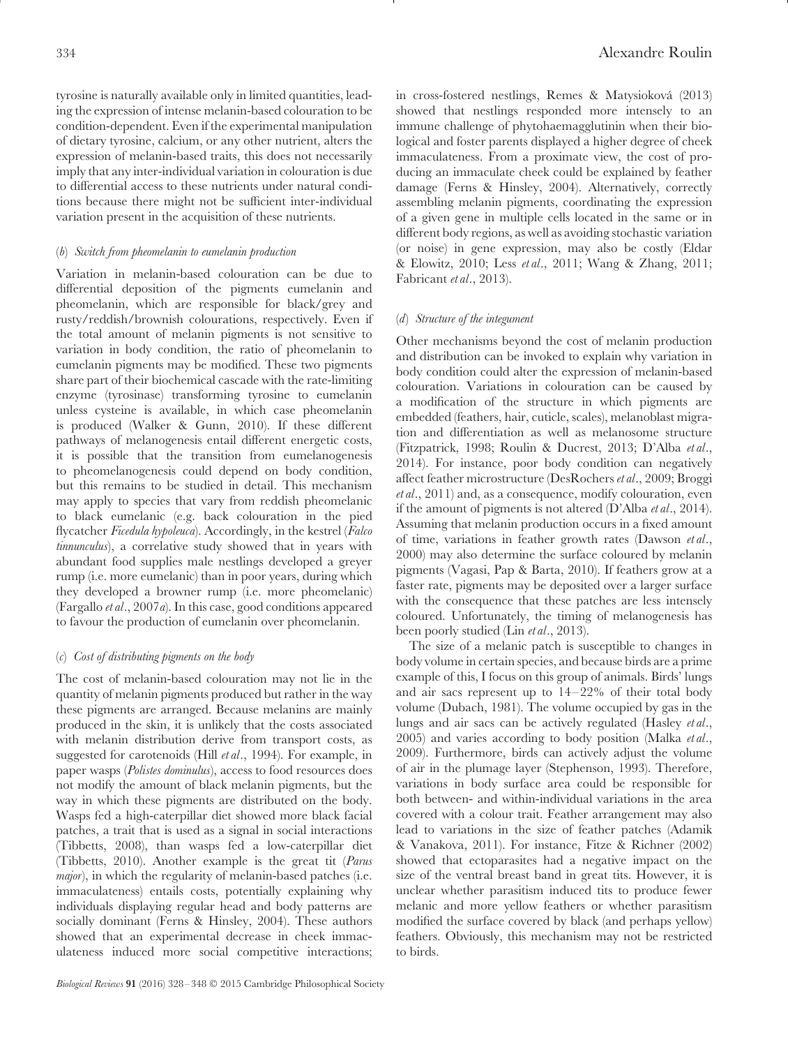tyrosine is naturally available only in limited quantities, leading the expression of intense melanin-based colouration to be condition-dependent. Even if the experimental manipulation of dietary tyrosine, calcium, or any other nutrient, alters the expression of melanin-based traits, this does not necessarily imply that any inter-individual variation in colouration is due to differential access to these nutrients under natural conditions because there might not be sufficient inter-individual variation present in the acquisition of these nutrients.

#### (*b*) *Switch from pheomelanin to eumelanin production*

Variation in melanin-based colouration can be due to differential deposition of the pigments eumelanin and pheomelanin, which are responsible for black/grey and rusty/reddish/brownish colourations, respectively. Even if the total amount of melanin pigments is not sensitive to variation in body condition, the ratio of pheomelanin to eumelanin pigments may be modified. These two pigments share part of their biochemical cascade with the rate-limiting enzyme (tyrosinase) transforming tyrosine to eumelanin unless cysteine is available, in which case pheomelanin is produced (Walker & Gunn, 2010). If these different pathways of melanogenesis entail different energetic costs, it is possible that the transition from eumelanogenesis to pheomelanogenesis could depend on body condition, but this remains to be studied in detail. This mechanism may apply to species that vary from reddish pheomelanic to black eumelanic (e.g. back colouration in the pied flycatcher *Ficedula hypoleuca*). Accordingly, in the kestrel (*Falco tinnunculus*), a correlative study showed that in years with abundant food supplies male nestlings developed a greyer rump (i.e. more eumelanic) than in poor years, during which they developed a browner rump (i.e. more pheomelanic) (Fargallo *et al*., 2007*a*). In this case, good conditions appeared to favour the production of eumelanin over pheomelanin.

#### (*c*) *Cost of distributing pigments on the body*

The cost of melanin-based colouration may not lie in the quantity of melanin pigments produced but rather in the way these pigments are arranged. Because melanins are mainly produced in the skin, it is unlikely that the costs associated with melanin distribution derive from transport costs, as suggested for carotenoids (Hill *et al*., 1994). For example, in paper wasps (*Polistes dominulus*), access to food resources does not modify the amount of black melanin pigments, but the way in which these pigments are distributed on the body. Wasps fed a high-caterpillar diet showed more black facial patches, a trait that is used as a signal in social interactions (Tibbetts, 2008), than wasps fed a low-caterpillar diet (Tibbetts, 2010). Another example is the great tit (*Parus major*), in which the regularity of melanin-based patches (i.e. immaculateness) entails costs, potentially explaining why individuals displaying regular head and body patterns are socially dominant (Ferns & Hinsley, 2004). These authors showed that an experimental decrease in cheek immaculateness induced more social competitive interactions; in cross-fostered nestlings, Remes & Matysioková (2013) showed that nestlings responded more intensely to an immune challenge of phytohaemagglutinin when their biological and foster parents displayed a higher degree of cheek immaculateness. From a proximate view, the cost of producing an immaculate cheek could be explained by feather damage (Ferns & Hinsley, 2004). Alternatively, correctly assembling melanin pigments, coordinating the expression of a given gene in multiple cells located in the same or in different body regions, as well as avoiding stochastic variation (or noise) in gene expression, may also be costly (Eldar & Elowitz, 2010; Less *et al*., 2011; Wang & Zhang, 2011; Fabricant *et al*., 2013).

#### (*d*) *Structure of the integument*

Other mechanisms beyond the cost of melanin production and distribution can be invoked to explain why variation in body condition could alter the expression of melanin-based colouration. Variations in colouration can be caused by a modification of the structure in which pigments are embedded (feathers, hair, cuticle, scales), melanoblast migration and differentiation as well as melanosome structure (Fitzpatrick, 1998; Roulin & Ducrest, 2013; D'Alba *et al*., 2014). For instance, poor body condition can negatively affect feather microstructure (DesRochers *et al*., 2009; Broggi *et al*., 2011) and, as a consequence, modify colouration, even if the amount of pigments is not altered (D'Alba *et al*., 2014). Assuming that melanin production occurs in a fixed amount of time, variations in feather growth rates (Dawson *et al*., 2000) may also determine the surface coloured by melanin pigments (Vagasi, Pap & Barta, 2010). If feathers grow at a faster rate, pigments may be deposited over a larger surface with the consequence that these patches are less intensely coloured. Unfortunately, the timing of melanogenesis has been poorly studied (Lin *et al*., 2013).

The size of a melanic patch is susceptible to changes in body volume in certain species, and because birds are a prime example of this, I focus on this group of animals. Birds' lungs and air sacs represent up to 14–22% of their total body volume (Dubach, 1981). The volume occupied by gas in the lungs and air sacs can be actively regulated (Hasley *et al*., 2005) and varies according to body position (Malka *et al*., 2009). Furthermore, birds can actively adjust the volume of air in the plumage layer (Stephenson, 1993). Therefore, variations in body surface area could be responsible for both between- and within-individual variations in the area covered with a colour trait. Feather arrangement may also lead to variations in the size of feather patches (Adamik & Vanakova, 2011). For instance, Fitze & Richner (2002) showed that ectoparasites had a negative impact on the size of the ventral breast band in great tits. However, it is unclear whether parasitism induced tits to produce fewer melanic and more yellow feathers or whether parasitism modified the surface covered by black (and perhaps yellow) feathers. Obviously, this mechanism may not be restricted to birds.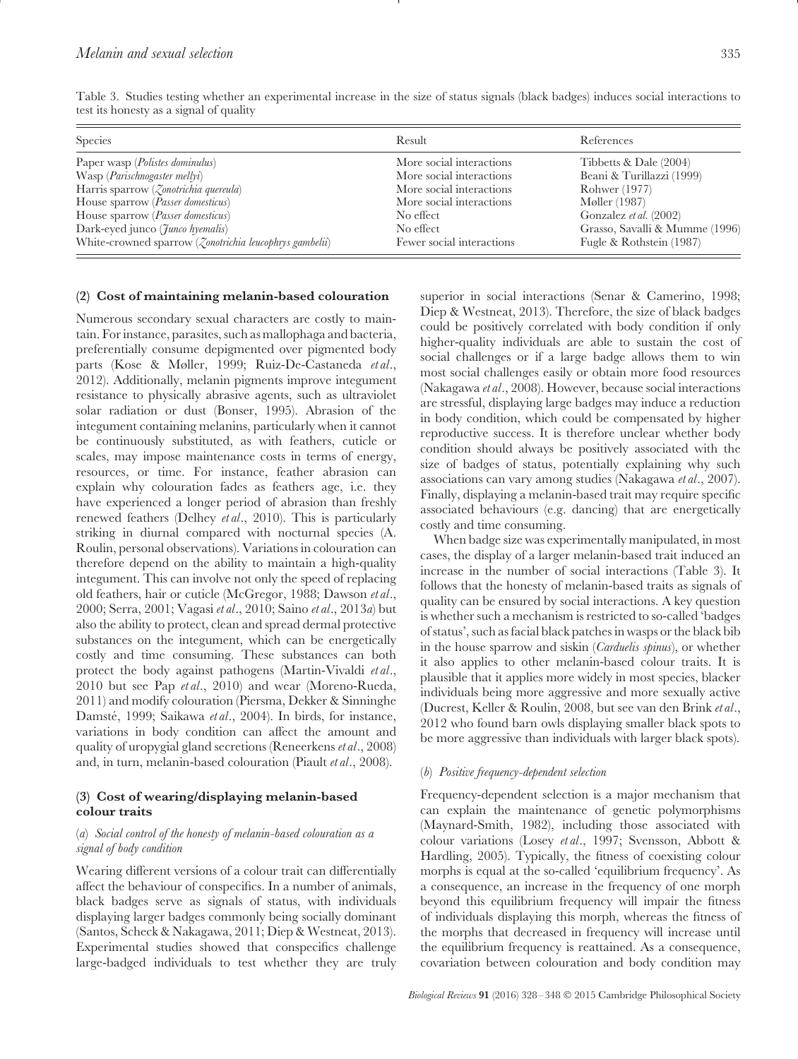Table 3. Studies testing whether an experimental increase in the size of status signals (black badges) induces social interactions to test its honesty as a signal of quality

| Species | Result | References |
|---|---|---|
| Paper wasp (*Polistes dominulus*) | More social interactions | Tibbetts & Dale (2004) |
| Wasp (*Parischnogaster mellyi*) | More social interactions | Beani & Turillazzi (1999) |
| Harris sparrow (*Zonotrichia quereula*) | More social interactions | Rohwer (1977) |
| House sparrow (*Passer domesticus*) | More social interactions | Møller (1987) |
| House sparrow (*Passer domesticus*) | No effect | Gonzalez *et al.* (2002) |
| Dark-eyed junco (*Junco hyemalis*) | No effect | Grasso, Savalli & Mumme (1996) |
| White-crowned sparrow (*Zonotrichia leucophrys gambelii*) | Fewer social interactions | Fugle & Rothstein (1987) |

### (2) Cost of maintaining melanin-based colouration

Numerous secondary sexual characters are costly to maintain. For instance, parasites, such as mallophaga and bacteria, preferentially consume depigmented over pigmented body parts (Kose & Møller, 1999; Ruiz-De-Castaneda *et al.*, 2012). Additionally, melanin pigments improve integument resistance to physically abrasive agents, such as ultraviolet solar radiation or dust (Bonser, 1995). Abrasion of the integument containing melanins, particularly when it cannot be continuously substituted, as with feathers, cuticle or scales, may impose maintenance costs in terms of energy, resources, or time. For instance, feather abrasion can explain why colouration fades as feathers age, i.e. they have experienced a longer period of abrasion than freshly renewed feathers (Delhey *et al.*, 2010). This is particularly striking in diurnal compared with nocturnal species (A. Roulin, personal observations). Variations in colouration can therefore depend on the ability to maintain a high-quality integument. This can involve not only the speed of replacing old feathers, hair or cuticle (McGregor, 1988; Dawson *et al.*, 2000; Serra, 2001; Vagasi *et al.*, 2010; Saino *et al.*, 2013*a*) but also the ability to protect, clean and spread dermal protective substances on the integument, which can be energetically and time consuming. These substances can both protect the body against pathogens (Martin-Vivaldi *et al.*, 2010 but see Pap *et al.*, 2010) and wear (Moreno-Rueda, 2011) and modify colouration (Piersma, Dekker & Sinninghe Damsté, 1999; Saikawa *et al.*, 2004). In birds, for instance, variations in body condition can affect the amount and quality of uropygial gland secretions (Reneerkens *et al.*, 2008) and, in turn, melanin-based colouration (Piault *et al.*, 2008).

### (3) Cost of wearing/displaying melanin-based colour traits

#### (*a*) *Social control of the honesty of melanin-based colouration as a signal of body condition*

Wearing different versions of a colour trait can differentially affect the behaviour of conspecifics. In a number of animals, black badges serve as signals of status, with individuals displaying larger badges commonly being socially dominant (Santos, Scheck & Nakagawa, 2011; Diep & Westneat, 2013). Experimental studies showed that conspecifics challenge large-badged individuals to test whether they are truly superior in social interactions (Senar & Camerino, 1998; Diep & Westneat, 2013). Therefore, the size of black badges could be positively correlated with body condition if only higher-quality individuals are able to sustain the cost of social challenges or if a large badge allows them to win most social challenges easily or obtain more food resources (Nakagawa *et al.*, 2008). However, because social interactions are stressful, displaying large badges may induce a reduction in body condition, which could be compensated by higher reproductive success. It is therefore unclear whether body condition should always be positively associated with the size of badges of status, potentially explaining why such associations can vary among studies (Nakagawa *et al.*, 2007). Finally, displaying a melanin-based trait may require specific associated behaviours (e.g. dancing) that are energetically costly and time consuming.

When badge size was experimentally manipulated, in most cases, the display of a larger melanin-based trait induced an increase in the number of social interactions (Table 3). It follows that the honesty of melanin-based traits as signals of quality can be ensured by social interactions. A key question is whether such a mechanism is restricted to so-called 'badges of status', such as facial black patches in wasps or the black bib in the house sparrow and siskin (*Carduelis spinus*), or whether it also applies to other melanin-based colour traits. It is plausible that it applies more widely in most species, blacker individuals being more aggressive and more sexually active (Ducrest, Keller & Roulin, 2008, but see van den Brink *et al.*, 2012 who found barn owls displaying smaller black spots to be more aggressive than individuals with larger black spots).

#### (*b*) *Positive frequency-dependent selection*

Frequency-dependent selection is a major mechanism that can explain the maintenance of genetic polymorphisms (Maynard-Smith, 1982), including those associated with colour variations (Losey *et al.*, 1997; Svensson, Abbott & Hardling, 2005). Typically, the fitness of coexisting colour morphs is equal at the so-called 'equilibrium frequency'. As a consequence, an increase in the frequency of one morph beyond this equilibrium frequency will impair the fitness of individuals displaying this morph, whereas the fitness of the morphs that decreased in frequency will increase until the equilibrium frequency is reattained. As a consequence, covariation between colouration and body condition may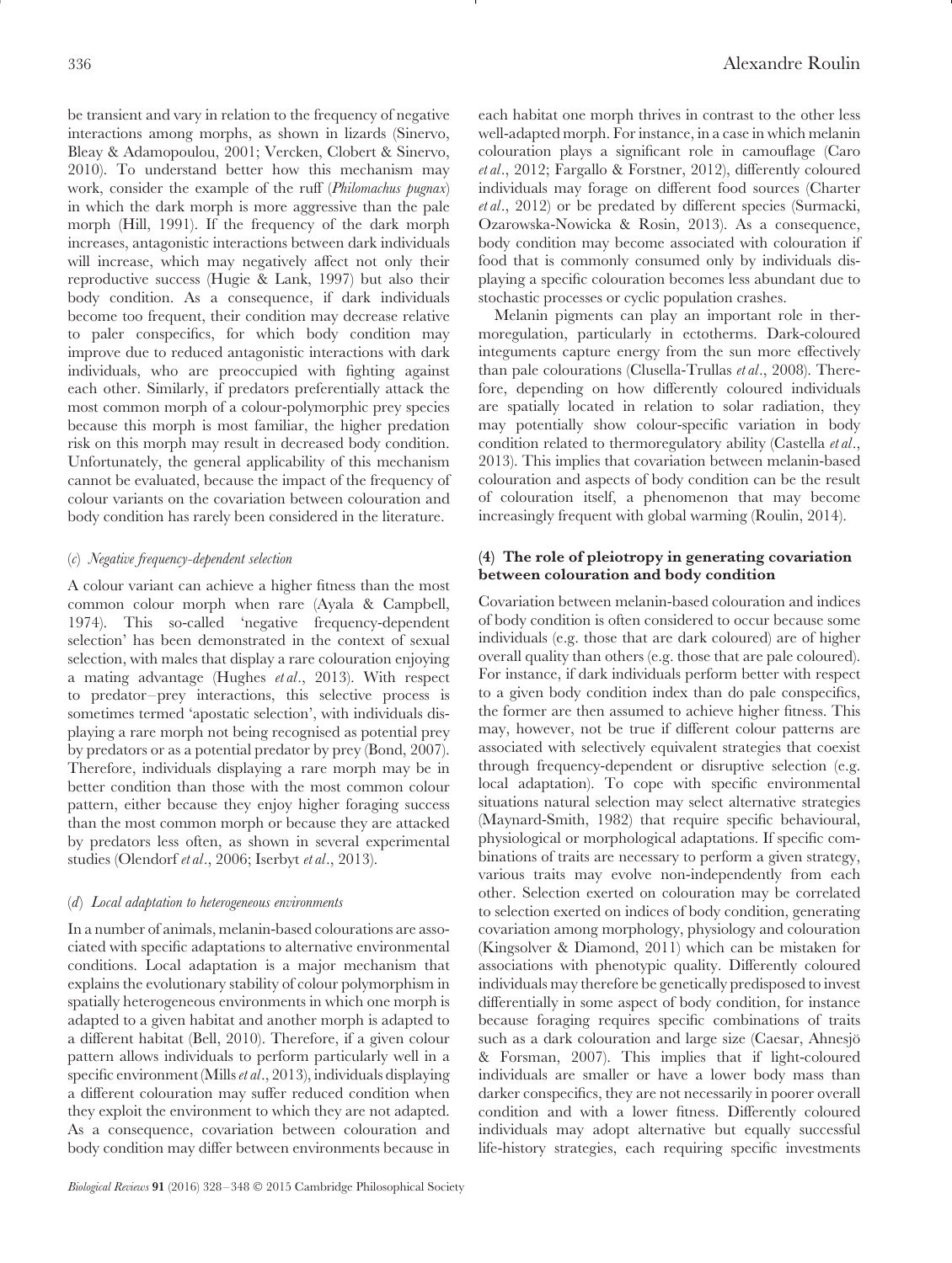be transient and vary in relation to the frequency of negative interactions among morphs, as shown in lizards (Sinervo, Bleay & Adamopoulou, 2001; Vercken, Clobert & Sinervo, 2010). To understand better how this mechanism may work, consider the example of the ruff (*Philomachus pugnax*) in which the dark morph is more aggressive than the pale morph (Hill, 1991). If the frequency of the dark morph increases, antagonistic interactions between dark individuals will increase, which may negatively affect not only their reproductive success (Hugie & Lank, 1997) but also their body condition. As a consequence, if dark individuals become too frequent, their condition may decrease relative to paler conspecifics, for which body condition may improve due to reduced antagonistic interactions with dark individuals, who are preoccupied with fighting against each other. Similarly, if predators preferentially attack the most common morph of a colour-polymorphic prey species because this morph is most familiar, the higher predation risk on this morph may result in decreased body condition. Unfortunately, the general applicability of this mechanism cannot be evaluated, because the impact of the frequency of colour variants on the covariation between colouration and body condition has rarely been considered in the literature.

#### (*c*) *Negative frequency-dependent selection*

A colour variant can achieve a higher fitness than the most common colour morph when rare (Ayala & Campbell, 1974). This so-called 'negative frequency-dependent selection' has been demonstrated in the context of sexual selection, with males that display a rare colouration enjoying a mating advantage (Hughes *et al*., 2013). With respect to predator–prey interactions, this selective process is sometimes termed 'apostatic selection', with individuals displaying a rare morph not being recognised as potential prey by predators or as a potential predator by prey (Bond, 2007). Therefore, individuals displaying a rare morph may be in better condition than those with the most common colour pattern, either because they enjoy higher foraging success than the most common morph or because they are attacked by predators less often, as shown in several experimental studies (Olendorf *et al*., 2006; Iserbyt *et al*., 2013).

#### (*d*) *Local adaptation to heterogeneous environments*

In a number of animals, melanin-based colourations are associated with specific adaptations to alternative environmental conditions. Local adaptation is a major mechanism that explains the evolutionary stability of colour polymorphism in spatially heterogeneous environments in which one morph is adapted to a given habitat and another morph is adapted to a different habitat (Bell, 2010). Therefore, if a given colour pattern allows individuals to perform particularly well in a specific environment (Mills *et al*., 2013), individuals displaying a different colouration may suffer reduced condition when they exploit the environment to which they are not adapted. As a consequence, covariation between colouration and body condition may differ between environments because in each habitat one morph thrives in contrast to the other less well-adapted morph. For instance, in a case in which melanin colouration plays a significant role in camouflage (Caro *et al*., 2012; Fargallo & Forstner, 2012), differently coloured individuals may forage on different food sources (Charter *et al*., 2012) or be predated by different species (Surmacki, Ozarowska-Nowicka & Rosin, 2013). As a consequence, body condition may become associated with colouration if food that is commonly consumed only by individuals displaying a specific colouration becomes less abundant due to stochastic processes or cyclic population crashes.

Melanin pigments can play an important role in thermoregulation, particularly in ectotherms. Dark-coloured integuments capture energy from the sun more effectively than pale colourations (Clusella-Trullas *et al*., 2008). Therefore, depending on how differently coloured individuals are spatially located in relation to solar radiation, they may potentially show colour-specific variation in body condition related to thermoregulatory ability (Castella *et al*., 2013). This implies that covariation between melanin-based colouration and aspects of body condition can be the result of colouration itself, a phenomenon that may become increasingly frequent with global warming (Roulin, 2014).

### (4) The role of pleiotropy in generating covariation between colouration and body condition

Covariation between melanin-based colouration and indices of body condition is often considered to occur because some individuals (e.g. those that are dark coloured) are of higher overall quality than others (e.g. those that are pale coloured). For instance, if dark individuals perform better with respect to a given body condition index than do pale conspecifics, the former are then assumed to achieve higher fitness. This may, however, not be true if different colour patterns are associated with selectively equivalent strategies that coexist through frequency-dependent or disruptive selection (e.g. local adaptation). To cope with specific environmental situations natural selection may select alternative strategies (Maynard-Smith, 1982) that require specific behavioural, physiological or morphological adaptations. If specific combinations of traits are necessary to perform a given strategy, various traits may evolve non-independently from each other. Selection exerted on colouration may be correlated to selection exerted on indices of body condition, generating covariation among morphology, physiology and colouration (Kingsolver & Diamond, 2011) which can be mistaken for associations with phenotypic quality. Differently coloured individuals may therefore be genetically predisposed to invest differentially in some aspect of body condition, for instance because foraging requires specific combinations of traits such as a dark colouration and large size (Caesar, Ahnesjö & Forsman, 2007). This implies that if light-coloured individuals are smaller or have a lower body mass than darker conspecifics, they are not necessarily in poorer overall condition and with a lower fitness. Differently coloured individuals may adopt alternative but equally successful life-history strategies, each requiring specific investments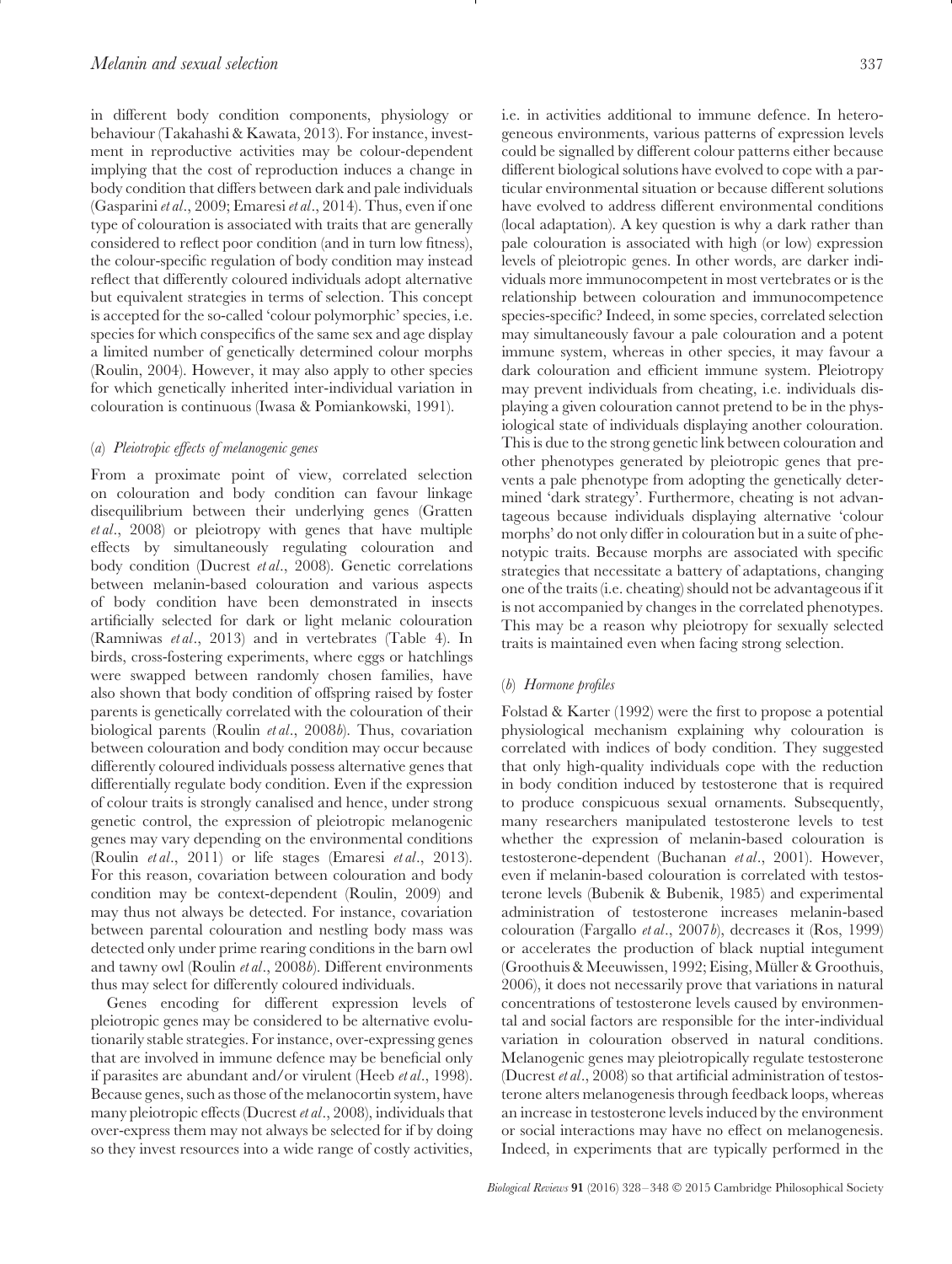in different body condition components, physiology or behaviour (Takahashi & Kawata, 2013). For instance, investment in reproductive activities may be colour-dependent implying that the cost of reproduction induces a change in body condition that differs between dark and pale individuals (Gasparini *et al*., 2009; Emaresi *et al*., 2014). Thus, even if one type of colouration is associated with traits that are generally considered to reflect poor condition (and in turn low fitness), the colour-specific regulation of body condition may instead reflect that differently coloured individuals adopt alternative but equivalent strategies in terms of selection. This concept is accepted for the so-called 'colour polymorphic' species, i.e. species for which conspecifics of the same sex and age display a limited number of genetically determined colour morphs (Roulin, 2004). However, it may also apply to other species for which genetically inherited inter-individual variation in colouration is continuous (Iwasa & Pomiankowski, 1991).

### (*a*) *Pleiotropic effects of melanogenic genes*

From a proximate point of view, correlated selection on colouration and body condition can favour linkage disequilibrium between their underlying genes (Gratten *et al*., 2008) or pleiotropy with genes that have multiple effects by simultaneously regulating colouration and body condition (Ducrest *et al*., 2008). Genetic correlations between melanin-based colouration and various aspects of body condition have been demonstrated in insects artificially selected for dark or light melanic colouration (Ramniwas *et al*., 2013) and in vertebrates (Table 4). In birds, cross-fostering experiments, where eggs or hatchlings were swapped between randomly chosen families, have also shown that body condition of offspring raised by foster parents is genetically correlated with the colouration of their biological parents (Roulin *et al*., 2008*b*). Thus, covariation between colouration and body condition may occur because differently coloured individuals possess alternative genes that differentially regulate body condition. Even if the expression of colour traits is strongly canalised and hence, under strong genetic control, the expression of pleiotropic melanogenic genes may vary depending on the environmental conditions (Roulin *et al*., 2011) or life stages (Emaresi *et al*., 2013). For this reason, covariation between colouration and body condition may be context-dependent (Roulin, 2009) and may thus not always be detected. For instance, covariation between parental colouration and nestling body mass was detected only under prime rearing conditions in the barn owl and tawny owl (Roulin *et al*., 2008*b*). Different environments thus may select for differently coloured individuals.

Genes encoding for different expression levels of pleiotropic genes may be considered to be alternative evolutionarily stable strategies. For instance, over-expressing genes that are involved in immune defence may be beneficial only if parasites are abundant and/or virulent (Heeb *et al*., 1998). Because genes, such as those of the melanocortin system, have many pleiotropic effects (Ducrest *et al*., 2008), individuals that over-express them may not always be selected for if by doing so they invest resources into a wide range of costly activities, i.e. in activities additional to immune defence. In heterogeneous environments, various patterns of expression levels could be signalled by different colour patterns either because different biological solutions have evolved to cope with a particular environmental situation or because different solutions have evolved to address different environmental conditions (local adaptation). A key question is why a dark rather than pale colouration is associated with high (or low) expression levels of pleiotropic genes. In other words, are darker individuals more immunocompetent in most vertebrates or is the relationship between colouration and immunocompetence species-specific? Indeed, in some species, correlated selection may simultaneously favour a pale colouration and a potent immune system, whereas in other species, it may favour a dark colouration and efficient immune system. Pleiotropy may prevent individuals from cheating, i.e. individuals displaying a given colouration cannot pretend to be in the physiological state of individuals displaying another colouration. This is due to the strong genetic link between colouration and other phenotypes generated by pleiotropic genes that prevents a pale phenotype from adopting the genetically determined 'dark strategy'. Furthermore, cheating is not advantageous because individuals displaying alternative 'colour morphs' do not only differ in colouration but in a suite of phenotypic traits. Because morphs are associated with specific strategies that necessitate a battery of adaptations, changing one of the traits (i.e. cheating) should not be advantageous if it is not accompanied by changes in the correlated phenotypes. This may be a reason why pleiotropy for sexually selected traits is maintained even when facing strong selection.

### (*b*) *Hormone profiles*

Folstad & Karter (1992) were the first to propose a potential physiological mechanism explaining why colouration is correlated with indices of body condition. They suggested that only high-quality individuals cope with the reduction in body condition induced by testosterone that is required to produce conspicuous sexual ornaments. Subsequently, many researchers manipulated testosterone levels to test whether the expression of melanin-based colouration is testosterone-dependent (Buchanan *et al*., 2001). However, even if melanin-based colouration is correlated with testosterone levels (Bubenik & Bubenik, 1985) and experimental administration of testosterone increases melanin-based colouration (Fargallo *et al*., 2007*b*), decreases it (Ros, 1999) or accelerates the production of black nuptial integument (Groothuis & Meeuwissen, 1992; Eising, Müller & Groothuis, 2006), it does not necessarily prove that variations in natural concentrations of testosterone levels caused by environmental and social factors are responsible for the inter-individual variation in colouration observed in natural conditions. Melanogenic genes may pleiotropically regulate testosterone (Ducrest *et al*., 2008) so that artificial administration of testosterone alters melanogenesis through feedback loops, whereas an increase in testosterone levels induced by the environment or social interactions may have no effect on melanogenesis. Indeed, in experiments that are typically performed in the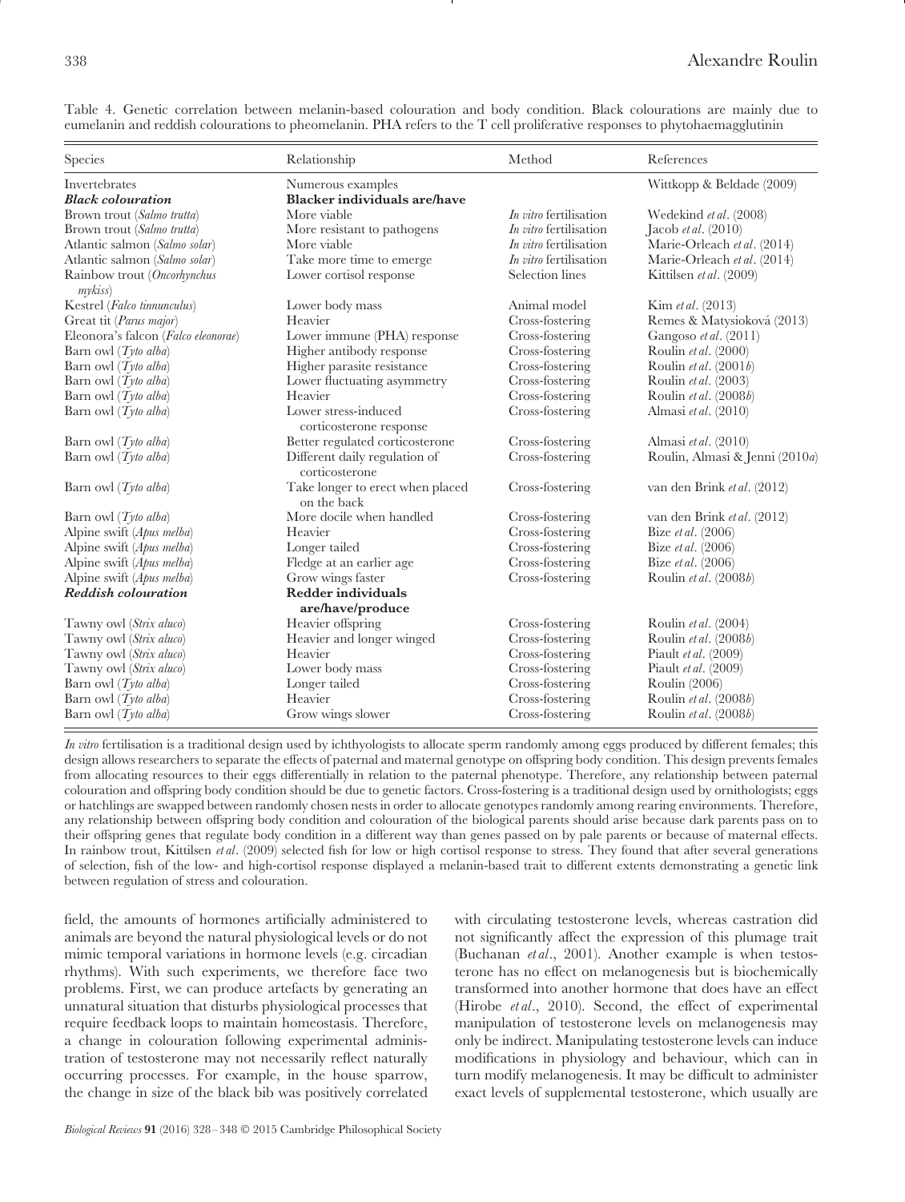Table 4. Genetic correlation between melanin-based colouration and body condition. Black colourations are mainly due to eumelanin and reddish colourations to pheomelanin. PHA refers to the T cell proliferative responses to phytohaemagglutinin

| Species | Relationship | Method | References |
|---|---|---|---|
| Invertebrates | Numerous examples | | Wittkopp & Beldade (2009) |
| ***Black colouration*** | **Blacker individuals are/have** | | |
| Brown trout (*Salmo trutta*) | More viable | *In vitro* fertilisation | Wedekind *et al*. (2008) |
| Brown trout (*Salmo trutta*) | More resistant to pathogens | *In vitro* fertilisation | Jacob *et al*. (2010) |
| Atlantic salmon (*Salmo solar*) | More viable | *In vitro* fertilisation | Marie-Orleach *et al*. (2014) |
| Atlantic salmon (*Salmo solar*) | Take more time to emerge | *In vitro* fertilisation | Marie-Orleach *et al*. (2014) |
| Rainbow trout (*Oncorhynchus mykiss*) | Lower cortisol response | Selection lines | Kittilsen *et al*. (2009) |
| Kestrel (*Falco tinnunculus*) | Lower body mass | Animal model | Kim *et al*. (2013) |
| Great tit (*Parus major*) | Heavier | Cross-fostering | Remes & Matysioková (2013) |
| Eleonora's falcon (*Falco eleonorae*) | Lower immune (PHA) response | Cross-fostering | Gangoso *et al*. (2011) |
| Barn owl (*Tyto alba*) | Higher antibody response | Cross-fostering | Roulin *et al*. (2000) |
| Barn owl (*Tyto alba*) | Higher parasite resistance | Cross-fostering | Roulin *et al*. (2001*b*) |
| Barn owl (*Tyto alba*) | Lower fluctuating asymmetry | Cross-fostering | Roulin *et al*. (2003) |
| Barn owl (*Tyto alba*) | Heavier | Cross-fostering | Roulin *et al*. (2008*b*) |
| Barn owl (*Tyto alba*) | Lower stress-induced corticosterone response | Cross-fostering | Almasi *et al*. (2010) |
| Barn owl (*Tyto alba*) | Better regulated corticosterone | Cross-fostering | Almasi *et al*. (2010) |
| Barn owl (*Tyto alba*) | Different daily regulation of corticosterone | Cross-fostering | Roulin, Almasi & Jenni (2010*a*) |
| Barn owl (*Tyto alba*) | Take longer to erect when placed on the back | Cross-fostering | van den Brink *et al*. (2012) |
| Barn owl (*Tyto alba*) | More docile when handled | Cross-fostering | van den Brink *et al*. (2012) |
| Alpine swift (*Apus melba*) | Heavier | Cross-fostering | Bize *et al*. (2006) |
| Alpine swift (*Apus melba*) | Longer tailed | Cross-fostering | Bize *et al*. (2006) |
| Alpine swift (*Apus melba*) | Fledge at an earlier age | Cross-fostering | Bize *et al*. (2006) |
| Alpine swift (*Apus melba*) | Grow wings faster | Cross-fostering | Roulin *et al*. (2008*b*) |
| ***Reddish colouration*** | **Redder individuals are/have/produce** | | |
| Tawny owl (*Strix aluco*) | Heavier offspring | Cross-fostering | Roulin *et al*. (2004) |
| Tawny owl (*Strix aluco*) | Heavier and longer winged | Cross-fostering | Roulin *et al*. (2008*b*) |
| Tawny owl (*Strix aluco*) | Heavier | Cross-fostering | Piault *et al*. (2009) |
| Tawny owl (*Strix aluco*) | Lower body mass | Cross-fostering | Piault *et al*. (2009) |
| Barn owl (*Tyto alba*) | Longer tailed | Cross-fostering | Roulin (2006) |
| Barn owl (*Tyto alba*) | Heavier | Cross-fostering | Roulin *et al*. (2008*b*) |
| Barn owl (*Tyto alba*) | Grow wings slower | Cross-fostering | Roulin *et al*. (2008*b*) |

*In vitro* fertilisation is a traditional design used by ichthyologists to allocate sperm randomly among eggs produced by different females; this design allows researchers to separate the effects of paternal and maternal genotype on offspring body condition. This design prevents females from allocating resources to their eggs differentially in relation to the paternal phenotype. Therefore, any relationship between paternal colouration and offspring body condition should be due to genetic factors. Cross-fostering is a traditional design used by ornithologists; eggs or hatchlings are swapped between randomly chosen nests in order to allocate genotypes randomly among rearing environments. Therefore, any relationship between offspring body condition and colouration of the biological parents should arise because dark parents pass on to their offspring genes that regulate body condition in a different way than genes passed on by pale parents or because of maternal effects. In rainbow trout, Kittilsen *et al*. (2009) selected fish for low or high cortisol response to stress. They found that after several generations of selection, fish of the low- and high-cortisol response displayed a melanin-based trait to different extents demonstrating a genetic link between regulation of stress and colouration.

field, the amounts of hormones artificially administered to animals are beyond the natural physiological levels or do not mimic temporal variations in hormone levels (e.g. circadian rhythms). With such experiments, we therefore face two problems. First, we can produce artefacts by generating an unnatural situation that disturbs physiological processes that require feedback loops to maintain homeostasis. Therefore, a change in colouration following experimental administration of testosterone may not necessarily reflect naturally occurring processes. For example, in the house sparrow, the change in size of the black bib was positively correlated with circulating testosterone levels, whereas castration did not significantly affect the expression of this plumage trait (Buchanan *et al*., 2001). Another example is when testosterone has no effect on melanogenesis but is biochemically transformed into another hormone that does have an effect (Hirobe *et al*., 2010). Second, the effect of experimental manipulation of testosterone levels on melanogenesis may only be indirect. Manipulating testosterone levels can induce modifications in physiology and behaviour, which can in turn modify melanogenesis. It may be difficult to administer exact levels of supplemental testosterone, which usually are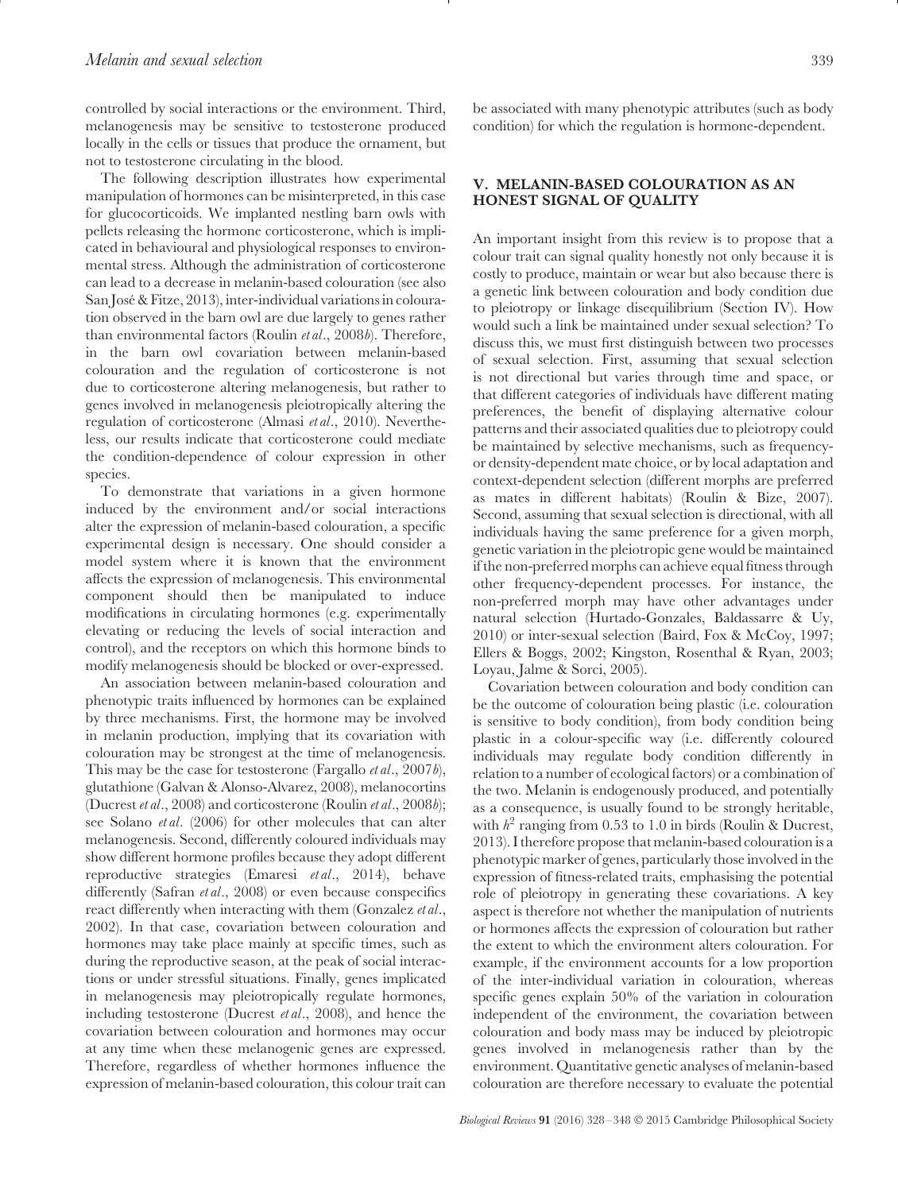controlled by social interactions or the environment. Third, melanogenesis may be sensitive to testosterone produced locally in the cells or tissues that produce the ornament, but not to testosterone circulating in the blood.

The following description illustrates how experimental manipulation of hormones can be misinterpreted, in this case for glucocorticoids. We implanted nestling barn owls with pellets releasing the hormone corticosterone, which is implicated in behavioural and physiological responses to environmental stress. Although the administration of corticosterone can lead to a decrease in melanin-based colouration (see also San José & Fitze, 2013), inter-individual variations in colouration observed in the barn owl are due largely to genes rather than environmental factors (Roulin *et al*., 2008*b*). Therefore, in the barn owl covariation between melanin-based colouration and the regulation of corticosterone is not due to corticosterone altering melanogenesis, but rather to genes involved in melanogenesis pleiotropically altering the regulation of corticosterone (Almasi *et al*., 2010). Nevertheless, our results indicate that corticosterone could mediate the condition-dependence of colour expression in other species.

To demonstrate that variations in a given hormone induced by the environment and/or social interactions alter the expression of melanin-based colouration, a specific experimental design is necessary. One should consider a model system where it is known that the environment affects the expression of melanogenesis. This environmental component should then be manipulated to induce modifications in circulating hormones (e.g. experimentally elevating or reducing the levels of social interaction and control), and the receptors on which this hormone binds to modify melanogenesis should be blocked or over-expressed.

An association between melanin-based colouration and phenotypic traits influenced by hormones can be explained by three mechanisms. First, the hormone may be involved in melanin production, implying that its covariation with colouration may be strongest at the time of melanogenesis. This may be the case for testosterone (Fargallo *et al*., 2007*b*), glutathione (Galvan & Alonso-Alvarez, 2008), melanocortins (Ducrest *et al*., 2008) and corticosterone (Roulin *et al*., 2008*b*); see Solano *et al*. (2006) for other molecules that can alter melanogenesis. Second, differently coloured individuals may show different hormone profiles because they adopt different reproductive strategies (Emaresi *et al*., 2014), behave differently (Safran *et al*., 2008) or even because conspecifics react differently when interacting with them (Gonzalez *et al*., 2002). In that case, covariation between colouration and hormones may take place mainly at specific times, such as during the reproductive season, at the peak of social interactions or under stressful situations. Finally, genes implicated in melanogenesis may pleiotropically regulate hormones, including testosterone (Ducrest *et al*., 2008), and hence the covariation between colouration and hormones may occur at any time when these melanogenic genes are expressed. Therefore, regardless of whether hormones influence the expression of melanin-based colouration, this colour trait can be associated with many phenotypic attributes (such as body condition) for which the regulation is hormone-dependent.

## V. MELANIN-BASED COLOURATION AS AN HONEST SIGNAL OF QUALITY

An important insight from this review is to propose that a colour trait can signal quality honestly not only because it is costly to produce, maintain or wear but also because there is a genetic link between colouration and body condition due to pleiotropy or linkage disequilibrium (Section IV). How would such a link be maintained under sexual selection? To discuss this, we must first distinguish between two processes of sexual selection. First, assuming that sexual selection is not directional but varies through time and space, or that different categories of individuals have different mating preferences, the benefit of displaying alternative colour patterns and their associated qualities due to pleiotropy could be maintained by selective mechanisms, such as frequency- or density-dependent mate choice, or by local adaptation and context-dependent selection (different morphs are preferred as mates in different habitats) (Roulin & Bize, 2007). Second, assuming that sexual selection is directional, with all individuals having the same preference for a given morph, genetic variation in the pleiotropic gene would be maintained if the non-preferred morphs can achieve equal fitness through other frequency-dependent processes. For instance, the non-preferred morph may have other advantages under natural selection (Hurtado-Gonzales, Baldassarre & Uy, 2010) or inter-sexual selection (Baird, Fox & McCoy, 1997; Ellers & Boggs, 2002; Kingston, Rosenthal & Ryan, 2003; Loyau, Jalme & Sorci, 2005).

Covariation between colouration and body condition can be the outcome of colouration being plastic (i.e. colouration is sensitive to body condition), from body condition being plastic in a colour-specific way (i.e. differently coloured individuals may regulate body condition differently in relation to a number of ecological factors) or a combination of the two. Melanin is endogenously produced, and potentially as a consequence, is usually found to be strongly heritable, with $h^2$ ranging from 0.53 to 1.0 in birds (Roulin & Ducrest, 2013). I therefore propose that melanin-based colouration is a phenotypic marker of genes, particularly those involved in the expression of fitness-related traits, emphasising the potential role of pleiotropy in generating these covariations. A key aspect is therefore not whether the manipulation of nutrients or hormones affects the expression of colouration but rather the extent to which the environment alters colouration. For example, if the environment accounts for a low proportion of the inter-individual variation in colouration, whereas specific genes explain 50% of the variation in colouration independent of the environment, the covariation between colouration and body mass may be induced by pleiotropic genes involved in melanogenesis rather than by the environment. Quantitative genetic analyses of melanin-based colouration are therefore necessary to evaluate the potential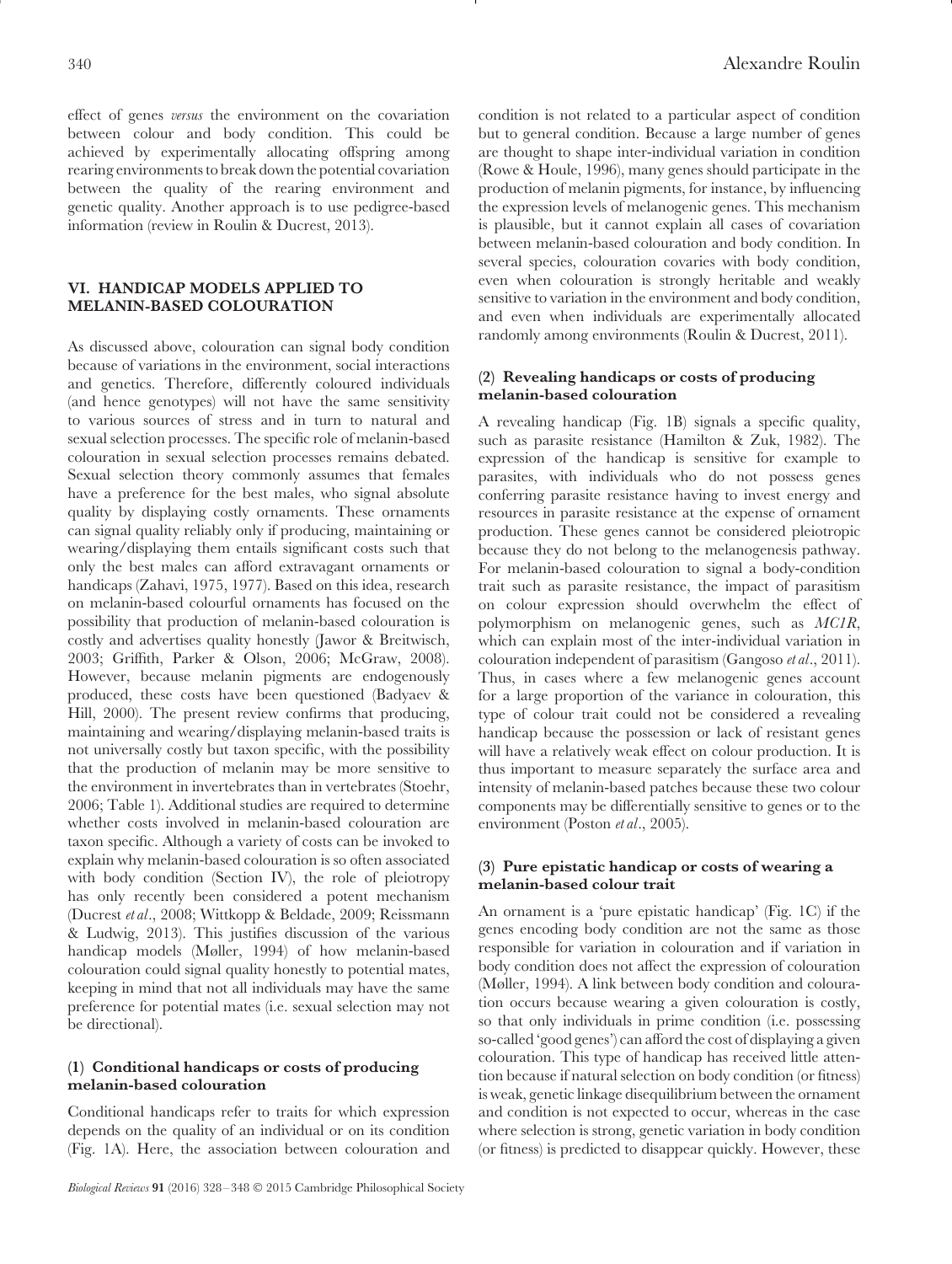effect of genes *versus* the environment on the covariation between colour and body condition. This could be achieved by experimentally allocating offspring among rearing environments to break down the potential covariation between the quality of the rearing environment and genetic quality. Another approach is to use pedigree-based information (review in Roulin & Ducrest, 2013).

## VI. HANDICAP MODELS APPLIED TO MELANIN-BASED COLOURATION

As discussed above, colouration can signal body condition because of variations in the environment, social interactions and genetics. Therefore, differently coloured individuals (and hence genotypes) will not have the same sensitivity to various sources of stress and in turn to natural and sexual selection processes. The specific role of melanin-based colouration in sexual selection processes remains debated. Sexual selection theory commonly assumes that females have a preference for the best males, who signal absolute quality by displaying costly ornaments. These ornaments can signal quality reliably only if producing, maintaining or wearing/displaying them entails significant costs such that only the best males can afford extravagant ornaments or handicaps (Zahavi, 1975, 1977). Based on this idea, research on melanin-based colourful ornaments has focused on the possibility that production of melanin-based colouration is costly and advertises quality honestly (Jawor & Breitwisch, 2003; Griffith, Parker & Olson, 2006; McGraw, 2008). However, because melanin pigments are endogenously produced, these costs have been questioned (Badyaev & Hill, 2000). The present review confirms that producing, maintaining and wearing/displaying melanin-based traits is not universally costly but taxon specific, with the possibility that the production of melanin may be more sensitive to the environment in invertebrates than in vertebrates (Stoehr, 2006; Table 1). Additional studies are required to determine whether costs involved in melanin-based colouration are taxon specific. Although a variety of costs can be invoked to explain why melanin-based colouration is so often associated with body condition (Section IV), the role of pleiotropy has only recently been considered a potent mechanism (Ducrest *et al*., 2008; Wittkopp & Beldade, 2009; Reissmann & Ludwig, 2013). This justifies discussion of the various handicap models (Møller, 1994) of how melanin-based colouration could signal quality honestly to potential mates, keeping in mind that not all individuals may have the same preference for potential mates (i.e. sexual selection may not be directional).

### (1) Conditional handicaps or costs of producing melanin-based colouration

Conditional handicaps refer to traits for which expression depends on the quality of an individual or on its condition (Fig. 1A). Here, the association between colouration and condition is not related to a particular aspect of condition but to general condition. Because a large number of genes are thought to shape inter-individual variation in condition (Rowe & Houle, 1996), many genes should participate in the production of melanin pigments, for instance, by influencing the expression levels of melanogenic genes. This mechanism is plausible, but it cannot explain all cases of covariation between melanin-based colouration and body condition. In several species, colouration covaries with body condition, even when colouration is strongly heritable and weakly sensitive to variation in the environment and body condition, and even when individuals are experimentally allocated randomly among environments (Roulin & Ducrest, 2011).

### (2) Revealing handicaps or costs of producing melanin-based colouration

A revealing handicap (Fig. 1B) signals a specific quality, such as parasite resistance (Hamilton & Zuk, 1982). The expression of the handicap is sensitive for example to parasites, with individuals who do not possess genes conferring parasite resistance having to invest energy and resources in parasite resistance at the expense of ornament production. These genes cannot be considered pleiotropic because they do not belong to the melanogenesis pathway. For melanin-based colouration to signal a body-condition trait such as parasite resistance, the impact of parasitism on colour expression should overwhelm the effect of polymorphism on melanogenic genes, such as *MC1R*, which can explain most of the inter-individual variation in colouration independent of parasitism (Gangoso *et al*., 2011). Thus, in cases where a few melanogenic genes account for a large proportion of the variance in colouration, this type of colour trait could not be considered a revealing handicap because the possession or lack of resistant genes will have a relatively weak effect on colour production. It is thus important to measure separately the surface area and intensity of melanin-based patches because these two colour components may be differentially sensitive to genes or to the environment (Poston *et al*., 2005).

### (3) Pure epistatic handicap or costs of wearing a melanin-based colour trait

An ornament is a 'pure epistatic handicap' (Fig. 1C) if the genes encoding body condition are not the same as those responsible for variation in colouration and if variation in body condition does not affect the expression of colouration (Møller, 1994). A link between body condition and colouration occurs because wearing a given colouration is costly, so that only individuals in prime condition (i.e. possessing so-called 'good genes') can afford the cost of displaying a given colouration. This type of handicap has received little attention because if natural selection on body condition (or fitness) is weak, genetic linkage disequilibrium between the ornament and condition is not expected to occur, whereas in the case where selection is strong, genetic variation in body condition (or fitness) is predicted to disappear quickly. However, these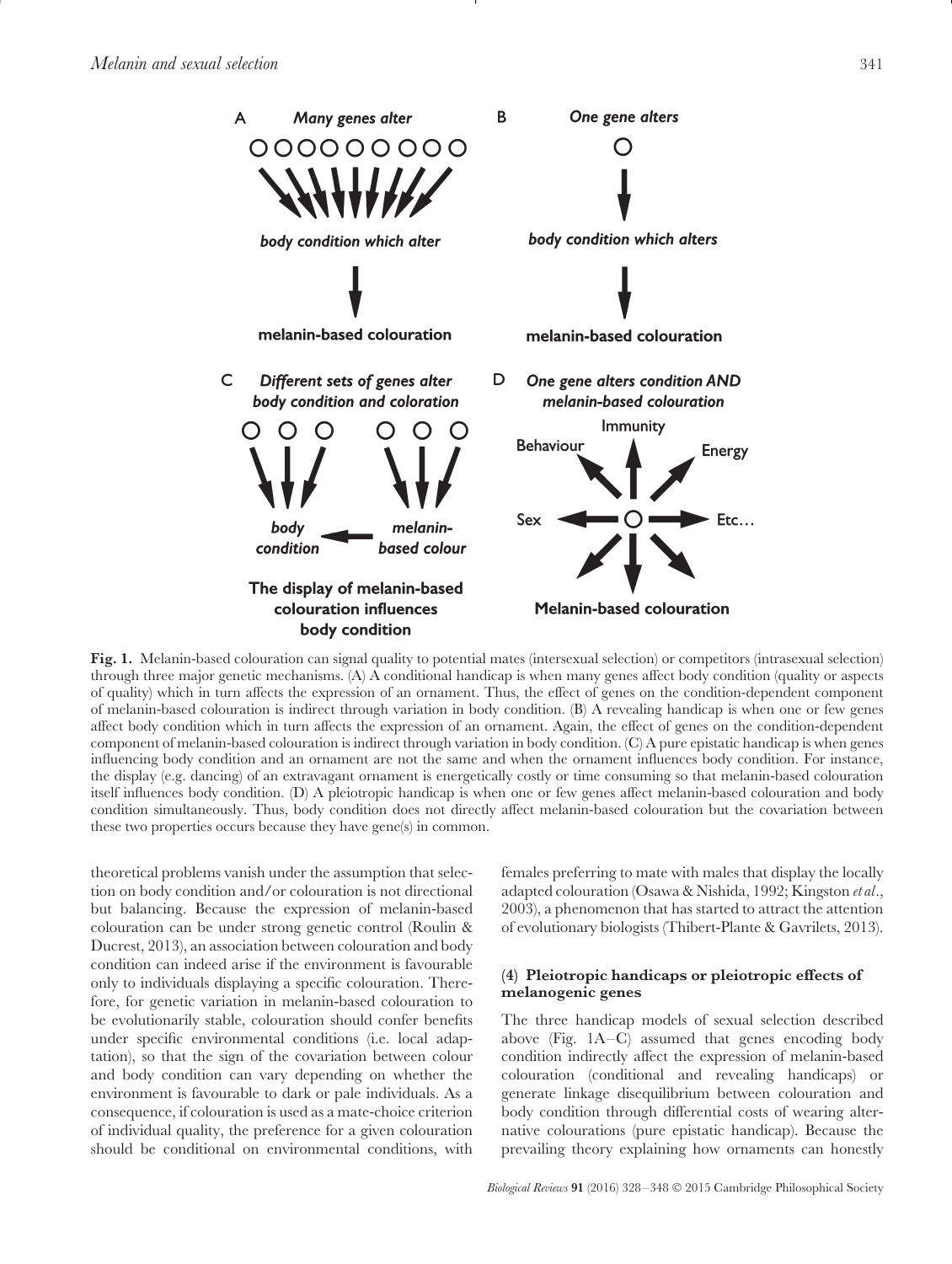A *Many genes alter*

*body condition which alter*

melanin-based colouration

B *One gene alters*

*body condition which alters*

melanin-based colouration

C *Different sets of genes alter body condition and coloration*

*body condition*

*melanin-based colour*

The display of melanin-based colouration influences body condition

D *One gene alters condition AND melanin-based colouration*

Immunity

Behaviour

Energy

Sex

Etc...

Melanin-based colouration

**Fig. 1.** Melanin-based colouration can signal quality to potential mates (intersexual selection) or competitors (intrasexual selection) through three major genetic mechanisms. (A) A conditional handicap is when many genes affect body condition (quality or aspects of quality) which in turn affects the expression of an ornament. Thus, the effect of genes on the condition-dependent component of melanin-based colouration is indirect through variation in body condition. (B) A revealing handicap is when one or few genes affect body condition which in turn affects the expression of an ornament. Again, the effect of genes on the condition-dependent component of melanin-based colouration is indirect through variation in body condition. (C) A pure epistatic handicap is when genes influencing body condition and an ornament are not the same and when the ornament influences body condition. For instance, the display (e.g. dancing) of an extravagant ornament is energetically costly or time consuming so that melanin-based colouration itself influences body condition. (D) A pleiotropic handicap is when one or few genes affect melanin-based colouration and body condition simultaneously. Thus, body condition does not directly affect melanin-based colouration but the covariation between these two properties occurs because they have gene(s) in common.

theoretical problems vanish under the assumption that selection on body condition and/or colouration is not directional but balancing. Because the expression of melanin-based colouration can be under strong genetic control (Roulin & Ducrest, 2013), an association between colouration and body condition can indeed arise if the environment is favourable only to individuals displaying a specific colouration. Therefore, for genetic variation in melanin-based colouration to be evolutionarily stable, colouration should confer benefits under specific environmental conditions (i.e. local adaptation), so that the sign of the covariation between colour and body condition can vary depending on whether the environment is favourable to dark or pale individuals. As a consequence, if colouration is used as a mate-choice criterion of individual quality, the preference for a given colouration should be conditional on environmental conditions, with females preferring to mate with males that display the locally adapted colouration (Osawa & Nishida, 1992; Kingston *et al*., 2003), a phenomenon that has started to attract the attention of evolutionary biologists (Thibert-Plante & Gavrilets, 2013).

### (4) Pleiotropic handicaps or pleiotropic effects of melanogenic genes

The three handicap models of sexual selection described above (Fig. 1A–C) assumed that genes encoding body condition indirectly affect the expression of melanin-based colouration (conditional and revealing handicaps) or generate linkage disequilibrium between colouration and body condition through differential costs of wearing alternative colourations (pure epistatic handicap). Because the prevailing theory explaining how ornaments can honestly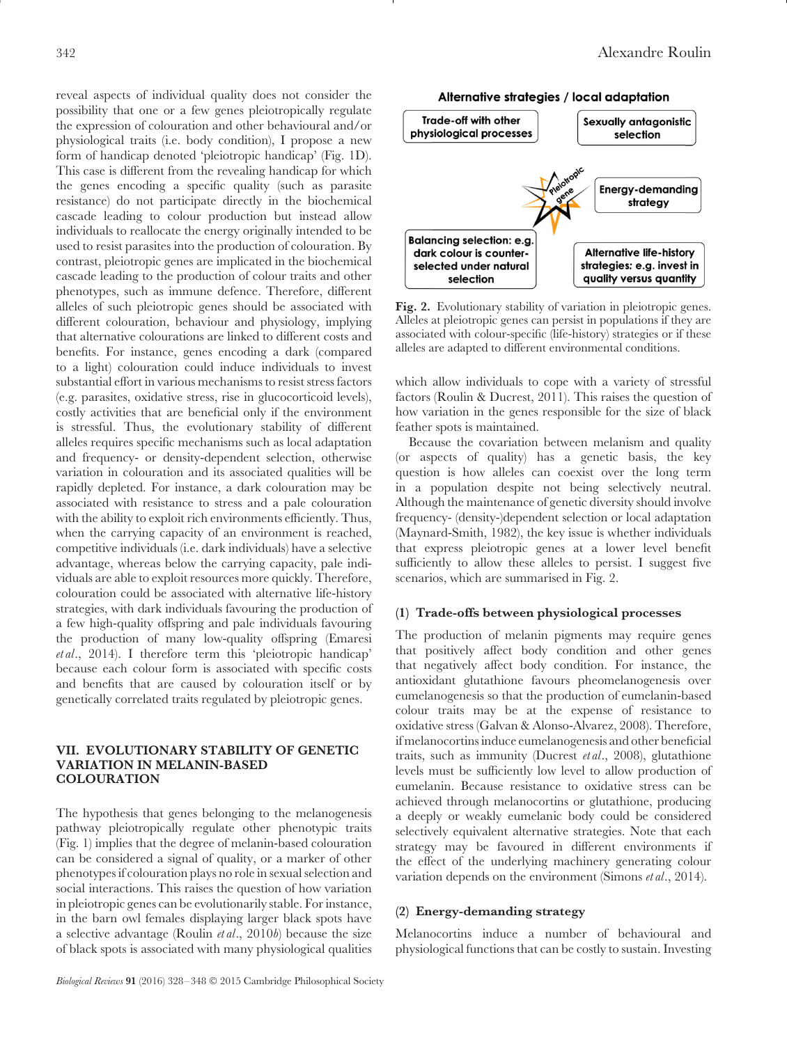reveal aspects of individual quality does not consider the possibility that one or a few genes pleiotropically regulate the expression of colouration and other behavioural and/or physiological traits (i.e. body condition), I propose a new form of handicap denoted 'pleiotropic handicap' (Fig. 1D). This case is different from the revealing handicap for which the genes encoding a specific quality (such as parasite resistance) do not participate directly in the biochemical cascade leading to colour production but instead allow individuals to reallocate the energy originally intended to be used to resist parasites into the production of colouration. By contrast, pleiotropic genes are implicated in the biochemical cascade leading to the production of colour traits and other phenotypes, such as immune defence. Therefore, different alleles of such pleiotropic genes should be associated with different colouration, behaviour and physiology, implying that alternative colourations are linked to different costs and benefits. For instance, genes encoding a dark (compared to a light) colouration could induce individuals to invest substantial effort in various mechanisms to resist stress factors (e.g. parasites, oxidative stress, rise in glucocorticoid levels), costly activities that are beneficial only if the environment is stressful. Thus, the evolutionary stability of different alleles requires specific mechanisms such as local adaptation and frequency- or density-dependent selection, otherwise variation in colouration and its associated qualities will be rapidly depleted. For instance, a dark colouration may be associated with resistance to stress and a pale colouration with the ability to exploit rich environments efficiently. Thus, when the carrying capacity of an environment is reached, competitive individuals (i.e. dark individuals) have a selective advantage, whereas below the carrying capacity, pale individuals are able to exploit resources more quickly. Therefore, colouration could be associated with alternative life-history strategies, with dark individuals favouring the production of a few high-quality offspring and pale individuals favouring the production of many low-quality offspring (Emaresi *et al*., 2014). I therefore term this 'pleiotropic handicap' because each colour form is associated with specific costs and benefits that are caused by colouration itself or by genetically correlated traits regulated by pleiotropic genes.

## VII. EVOLUTIONARY STABILITY OF GENETIC VARIATION IN MELANIN-BASED COLOURATION

The hypothesis that genes belonging to the melanogenesis pathway pleiotropically regulate other phenotypic traits (Fig. 1) implies that the degree of melanin-based colouration can be considered a signal of quality, or a marker of other phenotypes if colouration plays no role in sexual selection and social interactions. This raises the question of how variation in pleiotropic genes can be evolutionarily stable. For instance, in the barn owl females displaying larger black spots have a selective advantage (Roulin *et al*., 2010*b*) because the size of black spots is associated with many physiological qualities which allow individuals to cope with a variety of stressful factors (Roulin & Ducrest, 2011). This raises the question of how variation in the genes responsible for the size of black feather spots is maintained.

Alternative strategies / local adaptation

Trade-off with other physiological processes

Sexually antagonistic selection

Pleiotropic gene

Energy-demanding strategy

Balancing selection: e.g. dark colour is counter-selected under natural selection

Alternative life-history strategies: e.g. invest in quality versus quantity

**Fig. 2.** Evolutionary stability of variation in pleiotropic genes. Alleles at pleiotropic genes can persist in populations if they are associated with colour-specific (life-history) strategies or if these alleles are adapted to different environmental conditions.

Because the covariation between melanism and quality (or aspects of quality) has a genetic basis, the key question is how alleles can coexist over the long term in a population despite not being selectively neutral. Although the maintenance of genetic diversity should involve frequency- (density-)dependent selection or local adaptation (Maynard-Smith, 1982), the key issue is whether individuals that express pleiotropic genes at a lower level benefit sufficiently to allow these alleles to persist. I suggest five scenarios, which are summarised in Fig. 2.

### (1) Trade-offs between physiological processes

The production of melanin pigments may require genes that positively affect body condition and other genes that negatively affect body condition. For instance, the antioxidant glutathione favours pheomelanogenesis over eumelanogenesis so that the production of eumelanin-based colour traits may be at the expense of resistance to oxidative stress (Galvan & Alonso-Alvarez, 2008). Therefore, if melanocortins induce eumelanogenesis and other beneficial traits, such as immunity (Ducrest *et al*., 2008), glutathione levels must be sufficiently low level to allow production of eumelanin. Because resistance to oxidative stress can be achieved through melanocortins or glutathione, producing a deeply or weakly eumelanic body could be considered selectively equivalent alternative strategies. Note that each strategy may be favoured in different environments if the effect of the underlying machinery generating colour variation depends on the environment (Simons *et al*., 2014).

### (2) Energy-demanding strategy

Melanocortins induce a number of behavioural and physiological functions that can be costly to sustain. Investing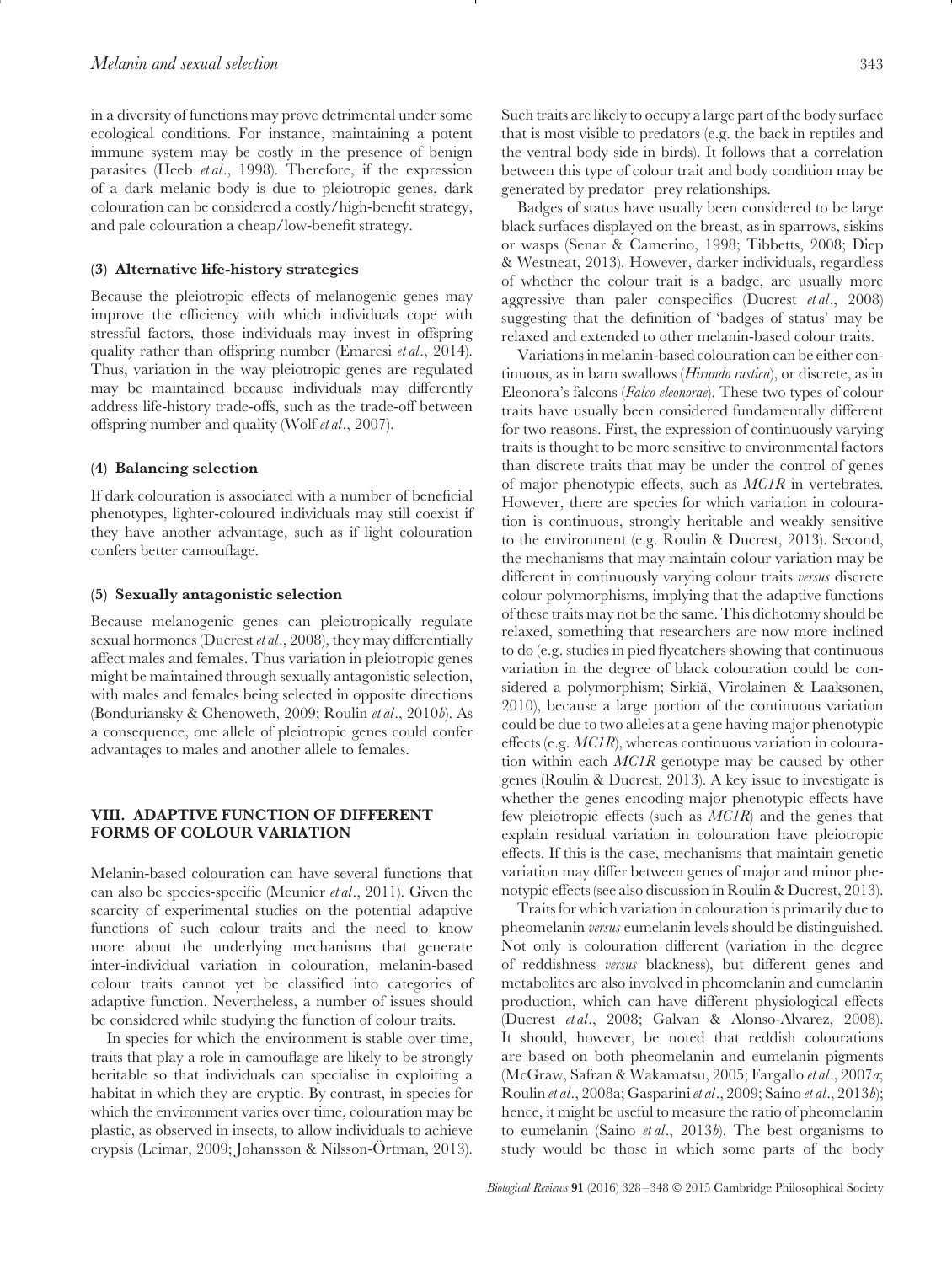in a diversity of functions may prove detrimental under some ecological conditions. For instance, maintaining a potent immune system may be costly in the presence of benign parasites (Heeb *et al*., 1998). Therefore, if the expression of a dark melanic body is due to pleiotropic genes, dark colouration can be considered a costly/high-benefit strategy, and pale colouration a cheap/low-benefit strategy.

### (3) Alternative life-history strategies

Because the pleiotropic effects of melanogenic genes may improve the efficiency with which individuals cope with stressful factors, those individuals may invest in offspring quality rather than offspring number (Emaresi *et al*., 2014). Thus, variation in the way pleiotropic genes are regulated may be maintained because individuals may differently address life-history trade-offs, such as the trade-off between offspring number and quality (Wolf *et al*., 2007).

### (4) Balancing selection

If dark colouration is associated with a number of beneficial phenotypes, lighter-coloured individuals may still coexist if they have another advantage, such as if light colouration confers better camouflage.

### (5) Sexually antagonistic selection

Because melanogenic genes can pleiotropically regulate sexual hormones (Ducrest *et al*., 2008), they may differentially affect males and females. Thus variation in pleiotropic genes might be maintained through sexually antagonistic selection, with males and females being selected in opposite directions (Bonduriansky & Chenoweth, 2009; Roulin *et al*., 2010*b*). As a consequence, one allele of pleiotropic genes could confer advantages to males and another allele to females.

## VIII. ADAPTIVE FUNCTION OF DIFFERENT FORMS OF COLOUR VARIATION

Melanin-based colouration can have several functions that can also be species-specific (Meunier *et al*., 2011). Given the scarcity of experimental studies on the potential adaptive functions of such colour traits and the need to know more about the underlying mechanisms that generate inter-individual variation in colouration, melanin-based colour traits cannot yet be classified into categories of adaptive function. Nevertheless, a number of issues should be considered while studying the function of colour traits.

In species for which the environment is stable over time, traits that play a role in camouflage are likely to be strongly heritable so that individuals can specialise in exploiting a habitat in which they are cryptic. By contrast, in species for which the environment varies over time, colouration may be plastic, as observed in insects, to allow individuals to achieve crypsis (Leimar, 2009; Johansson & Nilsson-Örtman, 2013). Such traits are likely to occupy a large part of the body surface that is most visible to predators (e.g. the back in reptiles and the ventral body side in birds). It follows that a correlation between this type of colour trait and body condition may be generated by predator–prey relationships.

Badges of status have usually been considered to be large black surfaces displayed on the breast, as in sparrows, siskins or wasps (Senar & Camerino, 1998; Tibbetts, 2008; Diep & Westneat, 2013). However, darker individuals, regardless of whether the colour trait is a badge, are usually more aggressive than paler conspecifics (Ducrest *et al*., 2008) suggesting that the definition of 'badges of status' may be relaxed and extended to other melanin-based colour traits.

Variations in melanin-based colouration can be either continuous, as in barn swallows (*Hirundo rustica*), or discrete, as in Eleonora's falcons (*Falco eleonorae*). These two types of colour traits have usually been considered fundamentally different for two reasons. First, the expression of continuously varying traits is thought to be more sensitive to environmental factors than discrete traits that may be under the control of genes of major phenotypic effects, such as *MC1R* in vertebrates. However, there are species for which variation in colouration is continuous, strongly heritable and weakly sensitive to the environment (e.g. Roulin & Ducrest, 2013). Second, the mechanisms that may maintain colour variation may be different in continuously varying colour traits *versus* discrete colour polymorphisms, implying that the adaptive functions of these traits may not be the same. This dichotomy should be relaxed, something that researchers are now more inclined to do (e.g. studies in pied flycatchers showing that continuous variation in the degree of black colouration could be considered a polymorphism; Sirkiä, Virolainen & Laaksonen, 2010), because a large portion of the continuous variation could be due to two alleles at a gene having major phenotypic effects (e.g. *MC1R*), whereas continuous variation in colouration within each *MC1R* genotype may be caused by other genes (Roulin & Ducrest, 2013). A key issue to investigate is whether the genes encoding major phenotypic effects have few pleiotropic effects (such as *MC1R*) and the genes that explain residual variation in colouration have pleiotropic effects. If this is the case, mechanisms that maintain genetic variation may differ between genes of major and minor phenotypic effects (see also discussion in Roulin & Ducrest, 2013).

Traits for which variation in colouration is primarily due to pheomelanin *versus* eumelanin levels should be distinguished. Not only is colouration different (variation in the degree of reddishness *versus* blackness), but different genes and metabolites are also involved in pheomelanin and eumelanin production, which can have different physiological effects (Ducrest *et al*., 2008; Galvan & Alonso-Alvarez, 2008). It should, however, be noted that reddish colourations are based on both pheomelanin and eumelanin pigments (McGraw, Safran & Wakamatsu, 2005; Fargallo *et al*., 2007*a*; Roulin *et al*., 2008a; Gasparini *et al*., 2009; Saino *et al*., 2013*b*); hence, it might be useful to measure the ratio of pheomelanin to eumelanin (Saino *et al*., 2013*b*). The best organisms to study would be those in which some parts of the body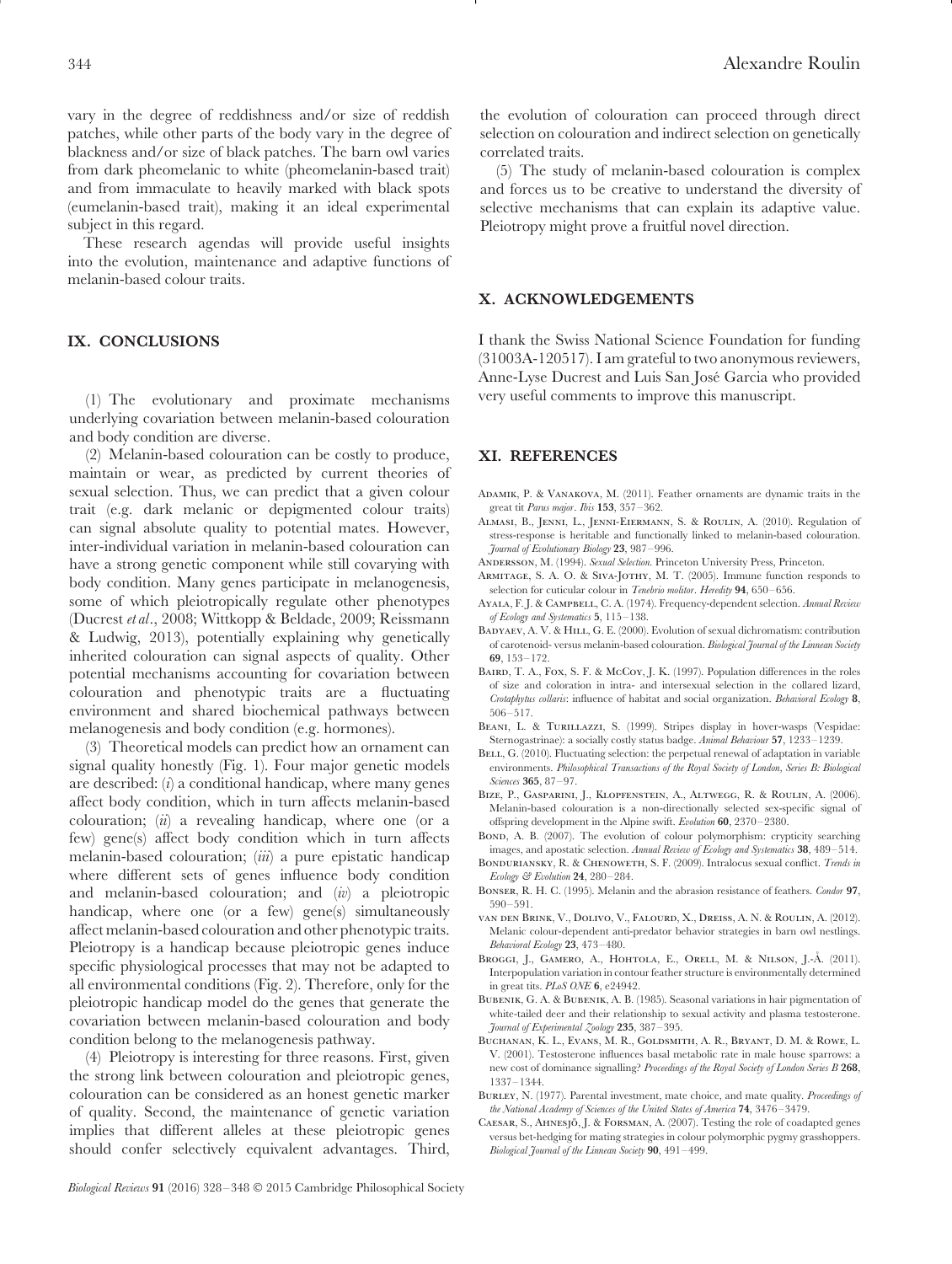vary in the degree of reddishness and/or size of reddish patches, while other parts of the body vary in the degree of blackness and/or size of black patches. The barn owl varies from dark pheomelanic to white (pheomelanin-based trait) and from immaculate to heavily marked with black spots (eumelanin-based trait), making it an ideal experimental subject in this regard.

These research agendas will provide useful insights into the evolution, maintenance and adaptive functions of melanin-based colour traits.

## IX. CONCLUSIONS

(1) The evolutionary and proximate mechanisms underlying covariation between melanin-based colouration and body condition are diverse.

(2) Melanin-based colouration can be costly to produce, maintain or wear, as predicted by current theories of sexual selection. Thus, we can predict that a given colour trait (e.g. dark melanic or depigmented colour traits) can signal absolute quality to potential mates. However, inter-individual variation in melanin-based colouration can have a strong genetic component while still covarying with body condition. Many genes participate in melanogenesis, some of which pleiotropically regulate other phenotypes (Ducrest *et al.*, 2008; Wittkopp & Beldade, 2009; Reissmann & Ludwig, 2013), potentially explaining why genetically inherited colouration can signal aspects of quality. Other potential mechanisms accounting for covariation between colouration and phenotypic traits are a fluctuating environment and shared biochemical pathways between melanogenesis and body condition (e.g. hormones).

(3) Theoretical models can predict how an ornament can signal quality honestly (Fig. 1). Four major genetic models are described: (*i*) a conditional handicap, where many genes affect body condition, which in turn affects melanin-based colouration; (*ii*) a revealing handicap, where one (or a few) gene(s) affect body condition which in turn affects melanin-based colouration; (*iii*) a pure epistatic handicap where different sets of genes influence body condition and melanin-based colouration; and (*iv*) a pleiotropic handicap, where one (or a few) gene(s) simultaneously affect melanin-based colouration and other phenotypic traits. Pleiotropy is a handicap because pleiotropic genes induce specific physiological processes that may not be adapted to all environmental conditions (Fig. 2). Therefore, only for the pleiotropic handicap model do the genes that generate the covariation between melanin-based colouration and body condition belong to the melanogenesis pathway.

(4) Pleiotropy is interesting for three reasons. First, given the strong link between colouration and pleiotropic genes, colouration can be considered as an honest genetic marker of quality. Second, the maintenance of genetic variation implies that different alleles at these pleiotropic genes should confer selectively equivalent advantages. Third, the evolution of colouration can proceed through direct selection on colouration and indirect selection on genetically correlated traits.

(5) The study of melanin-based colouration is complex and forces us to be creative to understand the diversity of selective mechanisms that can explain its adaptive value. Pleiotropy might prove a fruitful novel direction.

## X. ACKNOWLEDGEMENTS

I thank the Swiss National Science Foundation for funding (31003A-120517). I am grateful to two anonymous reviewers, Anne-Lyse Ducrest and Luis San José Garcia who provided very useful comments to improve this manuscript.

## XI. REFERENCES

Adamik, P. & Vanakova, M. (2011). Feather ornaments are dynamic traits in the great tit *Parus major*. *Ibis* **153**, 357–362.

Almasi, B., Jenni, L., Jenni-Eiermann, S. & Roulin, A. (2010). Regulation of stress-response is heritable and functionally linked to melanin-based colouration. *Journal of Evolutionary Biology* **23**, 987–996.

Andersson, M. (1994). *Sexual Selection*. Princeton University Press, Princeton.

Armitage, S. A. O. & Siva-Jothy, M. T. (2005). Immune function responds to selection for cuticular colour in *Tenebrio molitor*. *Heredity* **94**, 650–656.

Ayala, F. J. & Campbell, C. A. (1974). Frequency-dependent selection. *Annual Review of Ecology and Systematics* **5**, 115–138.

Badyaev, A. V. & Hill, G. E. (2000). Evolution of sexual dichromatism: contribution of carotenoid- versus melanin-based colouration. *Biological Journal of the Linnean Society* **69**, 153–172.

Baird, T. A., Fox, S. F. & McCoy, J. K. (1997). Population differences in the roles of size and coloration in intra- and intersexual selection in the collared lizard, *Crotaphytus collaris*: influence of habitat and social organization. *Behavioral Ecology* **8**, 506–517.

Beani, L. & Turillazzi, S. (1999). Stripes display in hover-wasps (Vespidae: Sternogastrinae): a socially costly status badge. *Animal Behaviour* **57**, 1233–1239.

Bell, G. (2010). Fluctuating selection: the perpetual renewal of adaptation in variable environments. *Philosophical Transactions of the Royal Society of London, Series B: Biological Sciences* **365**, 87–97.

Bize, P., Gasparini, J., Klopfenstein, A., Altwegg, R. & Roulin, A. (2006). Melanin-based colouration is a non-directionally selected sex-specific signal of offspring development in the Alpine swift. *Evolution* **60**, 2370–2380.

Bond, A. B. (2007). The evolution of colour polymorphism: crypticity searching images, and apostatic selection. *Annual Review of Ecology and Systematics* **38**, 489–514.

Bonduriansky, R. & Chenoweth, S. F. (2009). Intralocus sexual conflict. *Trends in Ecology & Evolution* **24**, 280–284.

Bonser, R. H. C. (1995). Melanin and the abrasion resistance of feathers. *Condor* **97**, 590–591.

van den Brink, V., Dolivo, V., Falourd, X., Dreiss, A. N. & Roulin, A. (2012). Melanic colour-dependent anti-predator behavior strategies in barn owl nestlings. *Behavioral Ecology* **23**, 473–480.

Broggi, J., Gamero, A., Hohtola, E., Orell, M. & Nilson, J.-Å. (2011). Interpopulation variation in contour feather structure is environmentally determined in great tits. *PLoS ONE* **6**, e24942.

Bubenik, G. A. & Bubenik, A. B. (1985). Seasonal variations in hair pigmentation of white-tailed deer and their relationship to sexual activity and plasma testosterone. *Journal of Experimental Zoology* **235**, 387–395.

Buchanan, K. L., Evans, M. R., Goldsmith, A. R., Bryant, D. M. & Rowe, L. V. (2001). Testosterone influences basal metabolic rate in male house sparrows: a new cost of dominance signalling? *Proceedings of the Royal Society of London Series B* **268**, 1337–1344.

Burley, N. (1977). Parental investment, mate choice, and mate quality. *Proceedings of the National Academy of Sciences of the United States of America* **74**, 3476–3479.

Caesar, S., Ahnesjö, J. & Forsman, A. (2007). Testing the role of coadapted genes versus bet-hedging for mating strategies in colour polymorphic pygmy grasshoppers. *Biological Journal of the Linnean Society* **90**, 491–499.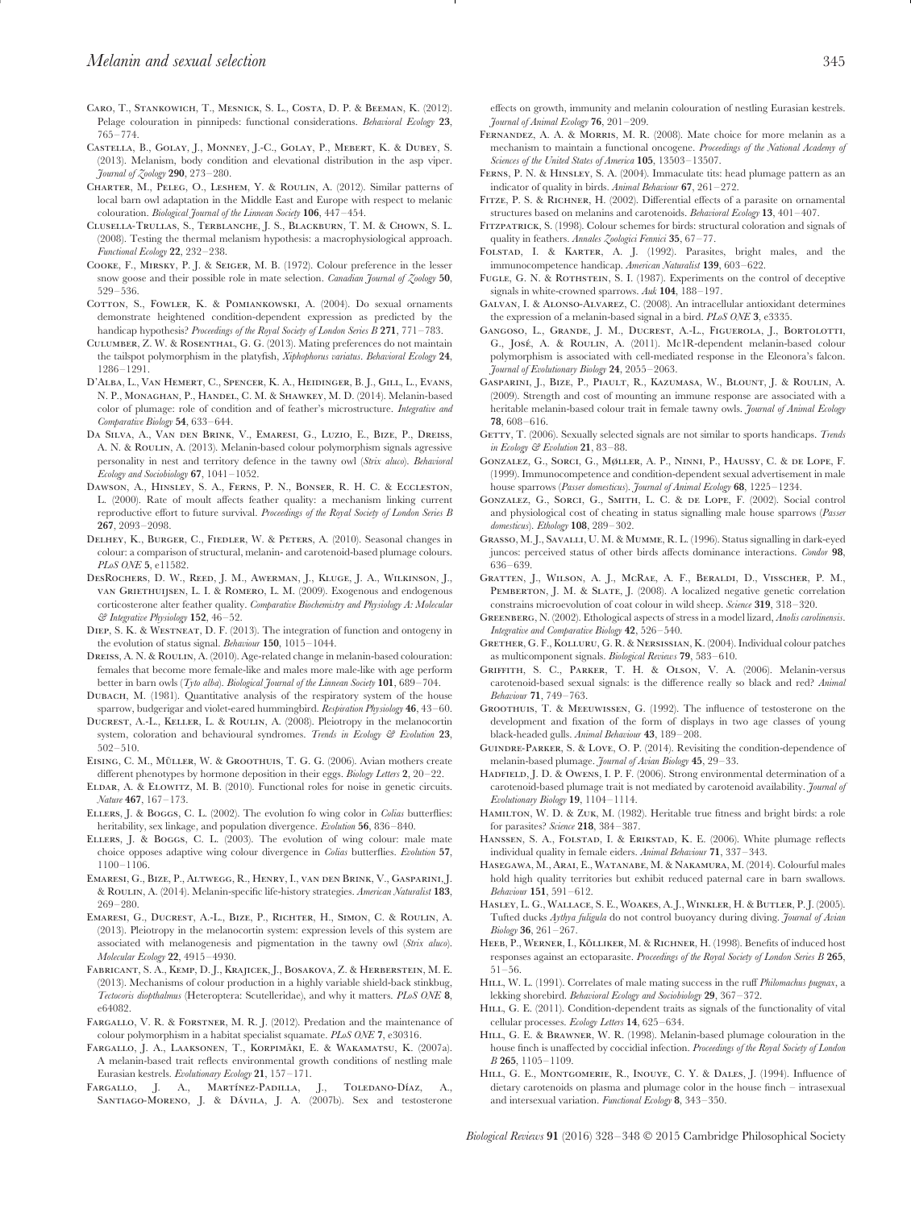Caro, T., Stankowich, T., Mesnick, S. L., Costa, D. P. & Beeman, K. (2012). Pelage colouration in pinnipeds: functional considerations. *Behavioral Ecology* **23**, 765–774.

Castella, B., Golay, J., Monney, J.-C., Golay, P., Mebert, K. & Dubey, S. (2013). Melanism, body condition and elevational distribution in the asp viper. *Journal of Zoology* **290**, 273–280.

Charter, M., Peleg, O., Leshem, Y. & Roulin, A. (2012). Similar patterns of local barn owl adaptation in the Middle East and Europe with respect to melanic colouration. *Biological Journal of the Linnean Society* **106**, 447–454.

Clusella-Trullas, S., Terblanche, J. S., Blackburn, T. M. & Chown, S. L. (2008). Testing the thermal melanism hypothesis: a macrophysiological approach. *Functional Ecology* **22**, 232–238.

Cooke, F., Mirsky, P. J. & Seiger, M. B. (1972). Colour preference in the lesser snow goose and their possible role in mate selection. *Canadian Journal of Zoology* **50**, 529–536.

Cotton, S., Fowler, K. & Pomiankowski, A. (2004). Do sexual ornaments demonstrate heightened condition-dependent expression as predicted by the handicap hypothesis? *Proceedings of the Royal Society of London Series B* **271**, 771–783.

Culumber, Z. W. & Rosenthal, G. G. (2013). Mating preferences do not maintain the tailspot polymorphism in the platyfish, *Xiphophorus variatus*. *Behavioral Ecology* **24**, 1286–1291.

D'Alba, L., Van Hemert, C., Spencer, K. A., Heidinger, B. J., Gill, L., Evans, N. P., Monaghan, P., Handel, C. M. & Shawkey, M. D. (2014). Melanin-based color of plumage: role of condition and of feather's microstructure. *Integrative and Comparative Biology* **54**, 633–644.

Da Silva, A., Van den Brink, V., Emaresi, G., Luzio, E., Bize, P., Dreiss, A. N. & Roulin, A. (2013). Melanin-based colour polymorphism signals agressive personality in nest and territory defence in the tawny owl (*Strix aluco*). *Behavioral Ecology and Sociobiology* **67**, 1041–1052.

Dawson, A., Hinsley, S. A., Ferns, P. N., Bonser, R. H. C. & Eccleston, L. (2000). Rate of moult affects feather quality: a mechanism linking current reproductive effort to future survival. *Proceedings of the Royal Society of London Series B* **267**, 2093–2098.

Delhey, K., Burger, C., Fiedler, W. & Peters, A. (2010). Seasonal changes in colour: a comparison of structural, melanin- and carotenoid-based plumage colours. *PLoS ONE* **5**, e11582.

DesRochers, D. W., Reed, J. M., Awerman, J., Kluge, J. A., Wilkinson, J., van Griethuijsen, L. I. & Romero, L. M. (2009). Exogenous and endogenous corticosterone alter feather quality. *Comparative Biochemistry and Physiology A: Molecular & Integrative Physiology* **152**, 46–52.

Diep, S. K. & Westneat, D. F. (2013). The integration of function and ontogeny in the evolution of status signal. *Behaviour* **150**, 1015–1044.

Dreiss, A. N. & Roulin, A. (2010). Age-related change in melanin-based colouration: females that become more female-like and males more male-like with age perform better in barn owls (*Tyto alba*). *Biological Journal of the Linnean Society* **101**, 689–704.

Dubach, M. (1981). Quantitative analysis of the respiratory system of the house sparrow, budgerigar and violet-eared hummingbird. *Respiration Physiology* **46**, 43–60.

Ducrest, A.-L., Keller, L. & Roulin, A. (2008). Pleiotropy in the melanocortin system, coloration and behavioural syndromes. *Trends in Ecology & Evolution* **23**, 502–510.

Eising, C. M., Müller, W. & Groothuis, T. G. G. (2006). Avian mothers create different phenotypes by hormone deposition in their eggs. *Biology Letters* **2**, 20–22.

Eldar, A. & Elowitz, M. B. (2010). Functional roles for noise in genetic circuits. *Nature* **467**, 167–173.

Ellers, J. & Boggs, C. L. (2002). The evolution fo wing color in *Colias* butterflies: heritability, sex linkage, and population divergence. *Evolution* **56**, 836–840.

Ellers, J. & Boggs, C. L. (2003). The evolution of wing colour: male mate choice opposes adaptive wing colour divergence in *Colias* butterflies. *Evolution* **57**, 1100–1106.

Emaresi, G., Bize, P., Altwegg, R., Henry, I., van den Brink, V., Gasparini, J. & Roulin, A. (2014). Melanin-specific life-history strategies. *American Naturalist* **183**, 269–280.

Emaresi, G., Ducrest, A.-L., Bize, P., Richter, H., Simon, C. & Roulin, A. (2013). Pleiotropy in the melanocortin system: expression levels of this system are associated with melanogenesis and pigmentation in the tawny owl (*Strix aluco*). *Molecular Ecology* **22**, 4915–4930.

Fabricant, S. A., Kemp, D. J., Krajicek, J., Bosakova, Z. & Herberstein, M. E. (2013). Mechanisms of colour production in a highly variable shield-back stinkbug, *Tectocoris diopthalmus* (Heteroptera: Scutelleridae), and why it matters. *PLoS ONE* **8**, e64082.

Fargallo, V. R. & Forstner, M. R. J. (2012). Predation and the maintenance of colour polymorphism in a habitat specialist squamate. *PLoS ONE* **7**, e30316.

Fargallo, J. A., Laaksonen, T., Korpimäki, E. & Wakamatsu, K. (2007a). A melanin-based trait reflects environmental growth conditions of nestling male Eurasian kestrels. *Evolutionary Ecology* **21**, 157–171.

Fargallo, J. A., Martínez-Padilla, J., Toledano-Díaz, A., Santiago-Moreno, J. & Dávila, J. A. (2007b). Sex and testosterone effects on growth, immunity and melanin colouration of nestling Eurasian kestrels. *Journal of Animal Ecology* **76**, 201–209.

Fernandez, A. A. & Morris, M. R. (2008). Mate choice for more melanin as a mechanism to maintain a functional oncogene. *Proceedings of the National Academy of Sciences of the United States of America* **105**, 13503–13507.

Ferns, P. N. & Hinsley, S. A. (2004). Immaculate tits: head plumage pattern as an indicator of quality in birds. *Animal Behaviour* **67**, 261–272.

Fitze, P. S. & Richner, H. (2002). Differential effects of a parasite on ornamental structures based on melanins and carotenoids. *Behavioral Ecology* **13**, 401–407.

Fitzpatrick, S. (1998). Colour schemes for birds: structural coloration and signals of quality in feathers. *Annales Zoologici Fennici* **35**, 67–77.

Folstad, I. & Karter, A. J. (1992). Parasites, bright males, and the immunocompetence handicap. *American Naturalist* **139**, 603–622.

Fugle, G. N. & Rothstein, S. I. (1987). Experiments on the control of deceptive signals in white-crowned sparrows. *Auk* **104**, 188–197.

Galvan, I. & Alonso-Alvarez, C. (2008). An intracellular antioxidant determines the expression of a melanin-based signal in a bird. *PLoS ONE* **3**, e3335.

Gangoso, L., Grande, J. M., Ducrest, A.-L., Figuerola, J., Bortolotti, G., José, A. & Roulin, A. (2011). Mc1R-dependent melanin-based colour polymorphism is associated with cell-mediated response in the Eleonora's falcon. *Journal of Evolutionary Biology* **24**, 2055–2063.

Gasparini, J., Bize, P., Piault, R., Kazumasa, W., Blount, J. & Roulin, A. (2009). Strength and cost of mounting an immune response are associated with a heritable melanin-based colour trait in female tawny owls. *Journal of Animal Ecology* **78**, 608–616.

Getty, T. (2006). Sexually selected signals are not similar to sports handicaps. *Trends in Ecology & Evolution* **21**, 83–88.

Gonzalez, G., Sorci, G., Møller, A. P., Ninni, P., Haussy, C. & de Lope, F. (1999). Immunocompetence and condition-dependent sexual advertisement in male house sparrows (*Passer domesticus*). *Journal of Animal Ecology* **68**, 1225–1234.

Gonzalez, G., Sorci, G., Smith, L. C. & de Lope, F. (2002). Social control and physiological cost of cheating in status signalling male house sparrows (*Passer domesticus*). *Ethology* **108**, 289–302.

Grasso, M. J., Savalli, U. M. & Mumme, R. L. (1996). Status signalling in dark-eyed juncos: perceived status of other birds affects dominance interactions. *Condor* **98**, 636–639.

Gratten, J., Wilson, A. J., McRae, A. F., Beraldi, D., Visscher, P. M., Pemberton, J. M. & Slate, J. (2008). A localized negative genetic correlation constrains microevolution of coat colour in wild sheep. *Science* **319**, 318–320.

Greenberg, N. (2002). Ethological aspects of stress in a model lizard, *Anolis carolinensis*. *Integrative and Comparative Biology* **42**, 526–540.

Grether, G. F., Kolluru, G. R. & Nersissian, K. (2004). Individual colour patches as multicomponent signals. *Biological Reviews* **79**, 583–610.

Griffith, S. C., Parker, T. H. & Olson, V. A. (2006). Melanin-versus carotenoid-based sexual signals: is the difference really so black and red? *Animal Behaviour* **71**, 749–763.

Groothuis, T. & Meeuwissen, G. (1992). The influence of testosterone on the development and fixation of the form of displays in two age classes of young black-headed gulls. *Animal Behaviour* **43**, 189–208.

Guindre-Parker, S. & Love, O. P. (2014). Revisiting the condition-dependence of melanin-based plumage. *Journal of Avian Biology* **45**, 29–33.

Hadfield, J. D. & Owens, I. P. F. (2006). Strong environmental determination of a carotenoid-based plumage trait is not mediated by carotenoid availability. *Journal of Evolutionary Biology* **19**, 1104–1114.

Hamilton, W. D. & Zuk, M. (1982). Heritable true fitness and bright birds: a role for parasites? *Science* **218**, 384–387.

Hanssen, S. A., Folstad, I. & Erikstad, K. E. (2006). White plumage reflects individual quality in female eiders. *Animal Behaviour* **71**, 337–343.

Hasegawa, M., Arai, E., Watanabe, M. & Nakamura, M. (2014). Colourful males hold high quality territories but exhibit reduced paternal care in barn swallows. *Behaviour* **151**, 591–612.

Hasley, L. G., Wallace, S. E., Woakes, A. J., Winkler, H. & Butler, P. J. (2005). Tufted ducks *Aythya fuligula* do not control buoyancy during diving. *Journal of Avian Biology* **36**, 261–267.

Heeb, P., Werner, I., Kölliker, M. & Richner, H. (1998). Benefits of induced host responses against an ectoparasite. *Proceedings of the Royal Society of London Series B* **265**, 51–56.

Hill, W. L. (1991). Correlates of male mating success in the ruff *Philomachus pugnax*, a lekking shorebird. *Behavioral Ecology and Sociobiology* **29**, 367–372.

Hill, G. E. (2011). Condition-dependent traits as signals of the functionality of vital cellular processes. *Ecology Letters* **14**, 625–634.

Hill, G. E. & Brawner, W. R. (1998). Melanin-based plumage colouration in the house finch is unaffected by coccidial infection. *Proceedings of the Royal Society of London B* **265**, 1105–1109.

Hill, G. E., Montgomerie, R., Inouye, C. Y. & Dales, J. (1994). Influence of dietary carotenoids on plasma and plumage color in the house finch – intrasexual and intersexual variation. *Functional Ecology* **8**, 343–350.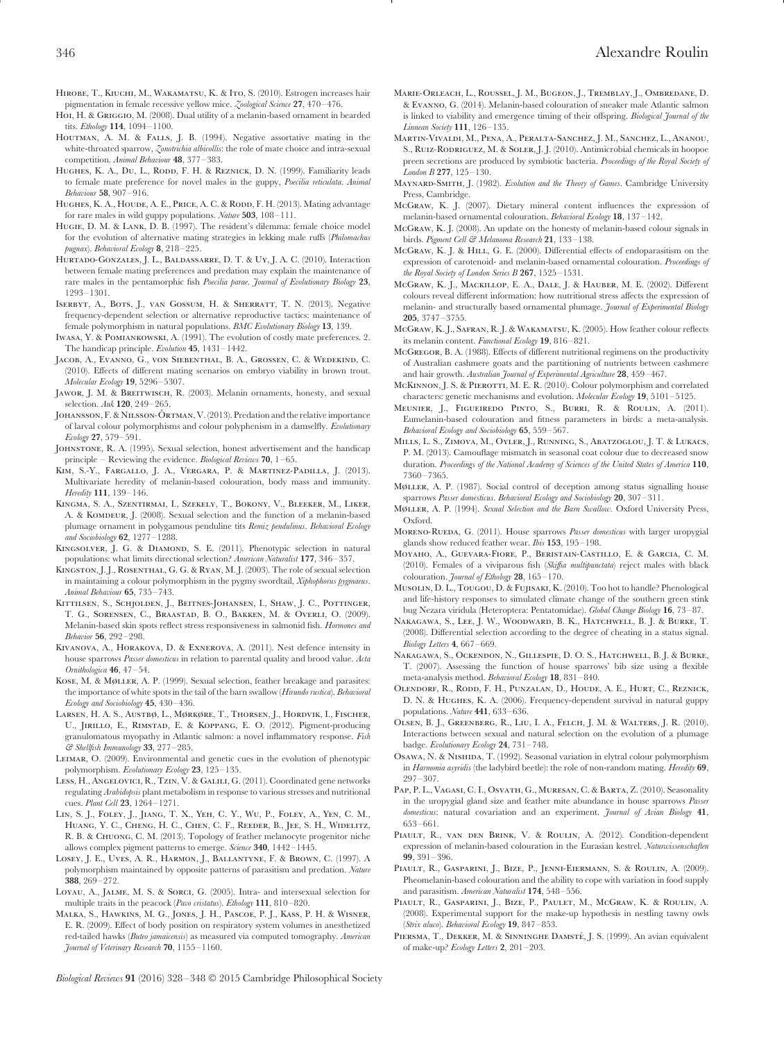Hirobe, T., Kiuchi, M., Wakamatsu, K. & Ito, S. (2010). Estrogen increases hair pigmentation in female recessive yellow mice. *Zoological Science* **27**, 470–476.

Hoi, H. & Griggio, M. (2008). Dual utility of a melanin-based ornament in bearded tits. *Ethology* **114**, 1094–1100.

Houtman, A. M. & Falls, J. B. (1994). Negative assortative mating in the white-throated sparrow, *Zonotrichia albicollis*: the role of mate choice and intra-sexual competition. *Animal Behaviour* **48**, 377–383.

Hughes, K. A., Du, L., Rodd, F. H. & Reznick, D. N. (1999). Familiarity leads to female mate preference for novel males in the guppy, *Poecilia reticulata*. *Animal Behaviour* **58**, 907–916.

Hughes, K. A., Houde, A. E., Price, A. C. & Rodd, F. H. (2013). Mating advantage for rare males in wild guppy populations. *Nature* **503**, 108–111.

Hugie, D. M. & Lank, D. B. (1997). The resident's dilemma: female choice model for the evolution of alternative mating strategies in lekking male ruffs (*Philomachus pugnax*). *Behavioral Ecology* **8**, 218–225.

Hurtado-Gonzales, J. L., Baldassarre, D. T. & Uy, J. A. C. (2010). Interaction between female mating preferences and predation may explain the maintenance of rare males in the pentamorphic fish *Poecilia parae*. *Journal of Evolutionary Biology* **23**, 1293–1301.

Iserbyt, A., Bots, J., van Gossum, H. & Sherratt, T. N. (2013). Negative frequency-dependent selection or alternative reproductive tactics: maintenance of female polymorphism in natural populations. *BMC Evolutionary Biology* **13**, 139.

Iwasa, Y. & Pomiankowski, A. (1991). The evolution of costly mate preferences. 2. The handicap principle. *Evolution* **45**, 1431–1442.

Jacob, A., Evanno, G., von Siebenthal, B. A., Grossen, C. & Wedekind, C. (2010). Effects of different mating scenarios on embryo viability in brown trout. *Molecular Ecology* **19**, 5296–5307.

Jawor, J. M. & Breitwisch, R. (2003). Melanin ornaments, honesty, and sexual selection. *Auk* **120**, 249–265.

Johansson, F. & Nilsson-Örtman, V. (2013). Predation and the relative importance of larval colour polymorphisms and colour polyphenism in a damselfly. *Evolutionary Ecology* **27**, 579–591.

Johnstone, R. A. (1995). Sexual selection, honest advertisement and the handicap principle – Reviewing the evidence. *Biological Reviews* **70**, 1–65.

Kim, S.-Y., Fargallo, J. A., Vergara, P. & Martinez-Padilla, J. (2013). Multivariate heredity of melanin-based colouration, body mass and immunity. *Heredity* **111**, 139–146.

Kingma, S. A., Szentirmai, I., Szekely, T., Bokony, V., Bleeker, M., Liker, A. & Komdeur, J. (2008). Sexual selection and the function of a melanin-based plumage ornament in polygamous penduline tits *Remiz pendulinus*. *Behavioral Ecology and Sociobiology* **62**, 1277–1288.

Kingsolver, J. G. & Diamond, S. E. (2011). Phenotypic selection in natural populations: what limits directional selection? *American Naturalist* **177**, 346–357.

Kingston, J. J., Rosenthal, G. G. & Ryan, M. J. (2003). The role of sexual selection in maintaining a colour polymorphism in the pygmy swordtail, *Xiphophorus pygmaeus*. *Animal Behaviour* **65**, 735–743.

Kittilsen, S., Schjolden, J., Beitnes-Johansen, I., Shaw, J. C., Pottinger, T. G., Sorensen, C., Braastad, B. O., Bakken, M. & Overli, O. (2009). Melanin-based skin spots reflect stress responsiveness in salmonid fish. *Hormones and Behavior* **56**, 292–298.

Kivanova, A., Horakova, D. & Exnerova, A. (2011). Nest defence intensity in house sparrows *Passer domesticus* in relation to parental quality and brood value. *Acta Ornithologica* **46**, 47–54.

Kose, M. & Møller, A. P. (1999). Sexual selection, feather breakage and parasites: the importance of white spots in the tail of the barn swallow (*Hirundo rustica*). *Behavioral Ecology and Sociobiology* **45**, 430–436.

Larsen, H. A. S., Austbø, L., Mørkøre, T., Thorsen, J., Hordvik, I., Fischer, U., Jirillo, E., Rimstad, E. & Koppang, E. O. (2012). Pigment-producing granulomatous myopathy in Atlantic salmon: a novel inflammatory response. *Fish & Shellfish Immunology* **33**, 277–285.

Leimar, O. (2009). Environmental and genetic cues in the evolution of phenotypic polymorphism. *Evolutionary Ecology* **23**, 125–135.

Less, H., Angelovici, R., Tzin, V. & Galili, G. (2011). Coordinated gene networks regulating *Arabidopsis* plant metabolism in response to various stresses and nutritional cues. *Plant Cell* **23**, 1264–1271.

Lin, S. J., Foley, J., Jiang, T. X., Yeh, C. Y., Wu, P., Foley, A., Yen, C. M., Huang, Y. C., Cheng, H. C., Chen, C. F., Reeder, B., Jee, S. H., Widelitz, R. B. & Chuong, C. M. (2013). Topology of feather melanocyte progenitor niche allows complex pigment patterns to emerge. *Science* **340**, 1442–1445.

Losey, J. E., Ives, A. R., Harmon, J., Ballantyne, F. & Brown, C. (1997). A polymorphism maintained by opposite patterns of parasitism and predation. *Nature* **388**, 269–272.

Loyau, A., Jalme, M. S. & Sorci, G. (2005). Intra- and intersexual selection for multiple traits in the peacock (*Pavo cristatus*). *Ethology* **111**, 810–820.

Malka, S., Hawkins, M. G., Jones, J. H., Pascoe, P. J., Kass, P. H. & Wisner, E. R. (2009). Effect of body position on respiratory system volumes in anesthetized red-tailed hawks (*Buteo jamaicensis*) as measured via computed tomography. *American Journal of Veterinary Research* **70**, 1155–1160.

Marie-Orleach, L., Roussel, J. M., Bugeon, J., Tremblay, J., Ombredane, D. & Evanno, G. (2014). Melanin-based colouration of sneaker male Atlantic salmon is linked to viability and emergence timing of their offspring. *Biological Journal of the Linnean Society* **111**, 126–135.

Martin-Vivaldi, M., Pena, A., Peralta-Sanchez, J. M., Sanchez, L., Ananou, S., Ruiz-Rodriguez, M. & Soler, J. J. (2010). Antimicrobial chemicals in hoopoe preen secretions are produced by symbiotic bacteria. *Proceedings of the Royal Society of London B* **277**, 125–130.

Maynard-Smith, J. (1982). *Evolution and the Theory of Games*. Cambridge University Press, Cambridge.

McGraw, K. J. (2007). Dietary mineral content influences the expression of melanin-based ornamental colouration. *Behavioral Ecology* **18**, 137–142.

McGraw, K. J. (2008). An update on the honesty of melanin-based color signals in birds. *Pigment Cell & Melanoma Research* **21**, 133–138.

McGraw, K. J. & Hill, G. E. (2000). Differential effects of endoparasitism on the expression of carotenoid- and melanin-based ornamental colouration. *Proceedings of the Royal Society of London Series B* **267**, 1525–1531.

McGraw, K. J., Mackillop, E. A., Dale, J. & Hauber, M. E. (2002). Different colours reveal different information: how nutritional stress affects the expression of melanin- and structurally based ornamental plumage. *Journal of Experimental Biology* **205**, 3747–3755.

McGraw, K. J., Safran, R. J. & Wakamatsu, K. (2005). How feather colour reflects its melanin content. *Functional Ecology* **19**, 816–821.

McGregor, B. A. (1988). Effects of different nutritional regimens on the productivity of Australian cashmere goats and the partitioning of nutrients between cashmere and hair growth. *Australian Journal of Experimental Agriculture* **28**, 459–467.

McKinnon, J. S. & Pierotti, M. E. R. (2010). Colour polymorphism and correlated characters: genetic mechanisms and evolution. *Molecular Ecology* **19**, 5101–5125.

Meunier, J., Figueiredo Pinto, S., Burri, R. & Roulin, A. (2011). Eumelanin-based colouration and fitness parameters in birds: a meta-analysis. *Behavioral Ecology and Sociobiology* **65**, 559–567.

Mills, L. S., Zimova, M., Oyler, J., Running, S., Abatzoglou, J. T. & Lukacs, P. M. (2013). Camouflage mismatch in seasonal coat colour due to decreased snow duration. *Proceedings of the National Academy of Sciences of the United States of America* **110**, 7360–7365.

Møller, A. P. (1987). Social control of deception among status signalling house sparrows *Passer domesticus*. *Behavioral Ecology and Sociobiology* **20**, 307–311.

Møller, A. P. (1994). *Sexual Selection and the Barn Swallow*. Oxford University Press, Oxford.

Moreno-Rueda, G. (2011). House sparrows *Passer domesticus* with larger uropygial glands show reduced feather wear. *Ibis* **153**, 195–198.

Moyaho, A., Guevara-Fiore, P., Beristain-Castillo, E. & Garcia, C. M. (2010). Females of a viviparous fish (*Skiffia multipunctata*) reject males with black colouration. *Journal of Ethology* **28**, 165–170.

Musolin, D. L., Tougou, D. & Fujisaki, K. (2010). Too hot to handle? Phenological and life-history responses to simulated climate change of the southern green stink bug Nezara viridula (Heteroptera: Pentatomidae). *Global Change Biology* **16**, 73–87.

Nakagawa, S., Lee, J. W., Woodward, B. K., Hatchwell, B. J. & Burke, T. (2008). Differential selection according to the degree of cheating in a status signal. *Biology Letters* **4**, 667–669.

Nakagawa, S., Ockendon, N., Gillespie, D. O. S., Hatchwell, B. J. & Burke, T. (2007). Assessing the function of house sparrows' bib size using a flexible meta-analysis method. *Behavioral Ecology* **18**, 831–840.

Olendorf, R., Rodd, F. H., Punzalan, D., Houde, A. E., Hurt, C., Reznick, D. N. & Hughes, K. A. (2006). Frequency-dependent survival in natural guppy populations. *Nature* **441**, 633–636.

Olsen, B. J., Greenberg, R., Liu, I. A., Felch, J. M. & Walters, J. R. (2010). Interactions between sexual and natural selection on the evolution of a plumage badge. *Evolutionary Ecology* **24**, 731–748.

Osawa, N. & Nishida, T. (1992). Seasonal variation in elytral colour polymorphism in *Harmonia asyridis* (the ladybird beetle): the role of non-random mating. *Heredity* **69**, 297–307.

Pap, P. L., Vagasi, C. I., Osvath, G., Muresan, C. & Barta, Z. (2010). Seasonality in the uropygial gland size and feather mite abundance in house sparrows *Passer domesticus*: natural covariation and an experiment. *Journal of Avian Biology* **41**, 653–661.

Piault, R., van den Brink, V. & Roulin, A. (2012). Condition-dependent expression of melanin-based colouration in the Eurasian kestrel. *Naturwissenschaften* **99**, 391–396.

Piault, R., Gasparini, J., Bize, P., Jenni-Eiermann, S. & Roulin, A. (2009). Pheomelanin-based colouration and the ability to cope with variation in food supply and parasitism. *American Naturalist* **174**, 548–556.

Piault, R., Gasparini, J., Bize, P., Paulet, M., McGraw, K. & Roulin, A. (2008). Experimental support for the make-up hypothesis in nestling tawny owls (*Strix aluco*). *Behavioral Ecology* **19**, 847–853.

Piersma, T., Dekker, M. & Sinninghe Damsté, J. S. (1999). An avian equivalent of make-up? *Ecology Letters* **2**, 201–203.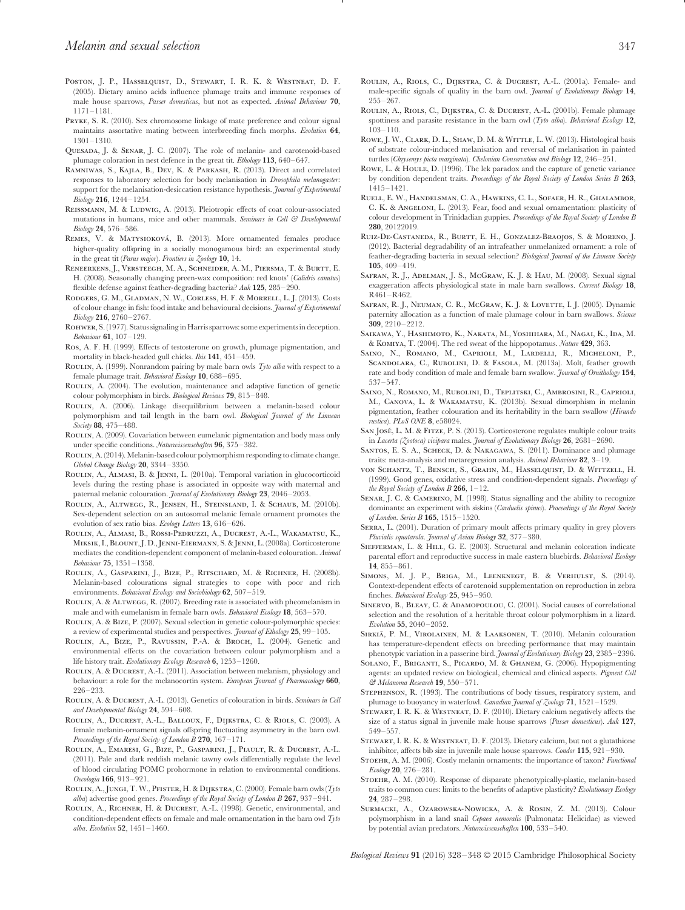Poston, J. P., Hasselquist, D., Stewart, I. R. K. & Westneat, D. F. (2005). Dietary amino acids influence plumage traits and immune responses of male house sparrows, *Passer domesticus*, but not as expected. *Animal Behaviour* **70**, 1171–1181.

Pryke, S. R. (2010). Sex chromosome linkage of mate preference and colour signal maintains assortative mating between interbreeding finch morphs. *Evolution* **64**, 1301–1310.

Quesada, J. & Senar, J. C. (2007). The role of melanin- and carotenoid-based plumage coloration in nest defence in the great tit. *Ethology* **113**, 640–647.

Ramniwas, S., Kajla, B., Dev, K. & Parkash, R. (2013). Direct and correlated responses to laboratory selection for body melanisation in *Drosophila melanogaster*: support for the melanisation-desiccation resistance hypothesis. *Journal of Experimental Biology* **216**, 1244–1254.

Reissmann, M. & Ludwig, A. (2013). Pleiotropic effects of coat colour-associated mutations in humans, mice and other mammals. *Seminars in Cell & Developmental Biology* **24**, 576–586.

Remes, V. & Matysioková, B. (2013). More ornamented females produce higher-quality offspring in a socially monogamous bird: an experimental study in the great tit (*Parus major*). *Frontiers in Zoology* **10**, 14.

Reneerkens, J., Versteegh, M. A., Schneider, A. M., Piersma, T. & Burtt, E. H. (2008). Seasonally changing preen-wax composition: red knots' (*Calidris canutus*) flexible defense against feather-degrading bacteria? *Auk* **125**, 285–290.

Rodgers, G. M., Gladman, N. W., Corless, H. F. & Morrell, L. J. (2013). Costs of colour change in fish: food intake and behavioural decisions. *Journal of Experimental Biology* **216**, 2760–2767.

Rohwer, S. (1977). Status signaling in Harris sparrows: some experiments in deception. *Behaviour* **61**, 107–129.

Ros, A. F. H. (1999). Effects of testosterone on growth, plumage pigmentation, and mortality in black-headed gull chicks. *Ibis* **141**, 451–459.

Roulin, A. (1999). Nonrandom pairing by male barn owls *Tyto alba* with respect to a female plumage trait. *Behavioral Ecology* **10**, 688–695.

Roulin, A. (2004). The evolution, maintenance and adaptive function of genetic colour polymorphism in birds. *Biological Reviews* **79**, 815–848.

Roulin, A. (2006). Linkage disequilibrium between a melanin-based colour polymorphism and tail length in the barn owl. *Biological Journal of the Linnean Society* **88**, 475–488.

Roulin, A. (2009). Covariation between eumelanic pigmentation and body mass only under specific conditions. *Naturwissenschaften* **96**, 375–382.

Roulin, A. (2014). Melanin-based colour polymorphism responding to climate change. *Global Change Biology* **20**, 3344–3350.

Roulin, A., Almasi, B. & Jenni, L. (2010a). Temporal variation in glucocorticoid levels during the resting phase is associated in opposite way with maternal and paternal melanic colouration. *Journal of Evolutionary Biology* **23**, 2046–2053.

Roulin, A., Altwegg, R., Jensen, H., Steinsland, I. & Schaub, M. (2010b). Sex-dependent selection on an autosomal melanic female ornament promotes the evolution of sex ratio bias. *Ecology Letters* **13**, 616–626.

Roulin, A., Almasi, B., Rossi-Pedruzzi, A., Ducrest, A.-L., Wakamatsu, K., Miksik, I., Blount, J. D., Jenni-Eiermann, S. & Jenni, L. (2008a). Corticosterone mediates the condition-dependent component of melanin-based colouration. *Animal Behaviour* **75**, 1351–1358.

Roulin, A., Gasparini, J., Bize, P., Ritschard, M. & Richner, H. (2008b). Melanin-based colourations signal strategies to cope with poor and rich environments. *Behavioral Ecology and Sociobiology* **62**, 507–519.

Roulin, A. & Altwegg, R. (2007). Breeding rate is associated with pheomelanism in male and with eumelanism in female barn owls. *Behavioral Ecology* **18**, 563–570.

Roulin, A. & Bize, P. (2007). Sexual selection in genetic colour-polymorphic species: a review of experimental studies and perspectives. *Journal of Ethology* **25**, 99–105.

Roulin, A., Bize, P., Ravussin, P.-A. & Broch, L. (2004). Genetic and environmental effects on the covariation between colour polymorphism and a life history trait. *Evolutionary Ecology Research* **6**, 1253–1260.

Roulin, A. & Ducrest, A.-L. (2011). Association between melanism, physiology and behaviour: a role for the melanocortin system. *European Journal of Pharmacology* **660**, 226–233.

Roulin, A. & Ducrest, A.-L. (2013). Genetics of colouration in birds. *Seminars in Cell and Developmental Biology* **24**, 594–608.

Roulin, A., Ducrest, A.-L., Balloux, F., Dijkstra, C. & Riols, C. (2003). A female melanin-ornament signals offspring fluctuating asymmetry in the barn owl. *Proceedings of the Royal Society of London B* **270**, 167–171.

Roulin, A., Emaresi, G., Bize, P., Gasparini, J., Piault, R. & Ducrest, A.-L. (2011). Pale and dark reddish melanic tawny owls differentially regulate the level of blood circulating POMC prohormone in relation to environmental conditions. *Oecologia* **166**, 913–921.

Roulin, A., Jungi, T. W., Pfister, H. & Dijkstra, C. (2000). Female barn owls (*Tyto alba*) advertise good genes. *Proceedings of the Royal Society of London B* **267**, 937–941.

Roulin, A., Richner, H. & Ducrest, A.-L. (1998). Genetic, environmental, and condition-dependent effects on female and male ornamentation in the barn owl *Tyto alba*. *Evolution* **52**, 1451–1460.

Roulin, A., Riols, C., Dijkstra, C. & Ducrest, A.-L. (2001a). Female- and male-specific signals of quality in the barn owl. *Journal of Evolutionary Biology* **14**, 255–267.

Roulin, A., Riols, C., Dijkstra, C. & Ducrest, A.-L. (2001b). Female plumage spottiness and parasite resistance in the barn owl (*Tyto alba*). *Behavioral Ecology* **12**, 103–110.

Rowe, J. W., Clark, D. L., Shaw, D. M. & Wittle, L. W. (2013). Histological basis of substrate colour-induced melanisation and reversal of melanisation in painted turtles (*Chrysemys picta marginata*). *Chelonian Conservation and Biology* **12**, 246–251.

Rowe, L. & Houle, D. (1996). The lek paradox and the capture of genetic variance by condition dependent traits. *Proceedings of the Royal Society of London Series B* **263**, 1415–1421.

Ruell, E. W., Handelsman, C. A., Hawkins, C. L., Sofaer, H. R., Ghalambor, C. K. & Angeloni, L. (2013). Fear, food and sexual ornamentation: plasticity of colour development in Trinidadian guppies. *Proceedings of the Royal Society of London B* **280**, 20122019.

Ruiz-De-Castaneda, R., Burtt, E. H., Gonzalez-Braojos, S. & Moreno, J. (2012). Bacterial degradability of an intrafeather unmelanized ornament: a role of feather-degrading bacteria in sexual selection? *Biological Journal of the Linnean Society* **105**, 409–419.

Safran, R. J., Adelman, J. S., McGraw, K. J. & Hau, M. (2008). Sexual signal exaggeration affects physiological state in male barn swallows. *Current Biology* **18**, R461–R462.

Safran, R. J., Neuman, C. R., McGraw, K. J. & Lovette, I. J. (2005). Dynamic paternity allocation as a function of male plumage colour in barn swallows. *Science* **309**, 2210–2212.

Saikawa, Y., Hashimoto, K., Nakata, M., Yoshihara, M., Nagai, K., Ida, M. & Komiya, T. (2004). The red sweat of the hippopotamus. *Nature* **429**, 363.

Saino, N., Romano, M., Caprioli, M., Lardelli, R., Micheloni, P., Scandolara, C., Rubolini, D. & Fasola, M. (2013a). Molt, feather growth rate and body condition of male and female barn swallow. *Journal of Ornithology* **154**, 537–547.

Saino, N., Romano, M., Rubolini, D., Teplitski, C., Ambrosini, R., Caprioli, M., Canova, L. & Wakamatsu, K. (2013b). Sexual dimorphism in melanin pigmentation, feather colouration and its heritability in the barn swallow (*Hirundo rustica*). *PLoS ONE* **8**, e58024.

San José, L. M. & Fitze, P. S. (2013). Corticosterone regulates multiple colour traits in *Lacerta* (*Zootoca*) *vivipara* males. *Journal of Evolutionary Biology* **26**, 2681–2690.

Santos, E. S. A., Scheck, D. & Nakagawa, S. (2011). Dominance and plumage traits: meta-analysis and metaregression analysis. *Animal Behaviour* **82**, 3–19.

von Schantz, T., Bensch, S., Grahn, M., Hasselquist, D. & Wittzell, H. (1999). Good genes, oxidative stress and condition-dependent signals. *Proceedings of the Royal Society of London B* **266**, 1–12.

Senar, J. C. & Camerino, M. (1998). Status signalling and the ability to recognize dominants: an experiment with siskins (*Carduelis spinus*). *Proceedings of the Royal Society of London. Series B* **165**, 1515–1520.

Serra, L. (2001). Duration of primary moult affects primary quality in grey plovers *Pluvialis squatarola*. *Journal of Avian Biology* **32**, 377–380.

Siefferman, L. & Hill, G. E. (2003). Structural and melanin coloration indicate parental effort and reproductive success in male eastern bluebirds. *Behavioral Ecology* **14**, 855–861.

Simons, M. J. P., Briga, M., Leenknegt, B. & Verhulst, S. (2014). Context-dependent effects of carotenoid supplementation on reproduction in zebra finches. *Behavioral Ecology* **25**, 945–950.

Sinervo, B., Bleay, C. & Adamopoulou, C. (2001). Social causes of correlational selection and the resolution of a heritable throat colour polymorphism in a lizard. *Evolution* **55**, 2040–2052.

Sirkiä, P. M., Virolainen, M. & Laaksonen, T. (2010). Melanin colouration has temperature-dependent effects on breeding performance that may maintain phenotypic variation in a passerine bird. *Journal of Evolutionary Biology* **23**, 2385–2396.

Solano, F., Briganti, S., Picardo, M. & Ghanem, G. (2006). Hypopigmenting agents: an updated review on biological, chemical and clinical aspects. *Pigment Cell & Melanoma Research* **19**, 550–571.

Stephenson, R. (1993). The contributions of body tissues, respiratory system, and plumage to buoyancy in waterfowl. *Canadian Journal of Zoology* **71**, 1521–1529.

Stewart, I. R. K. & Westneat, D. F. (2010). Dietary calcium negatively affects the size of a status signal in juvenile male house sparrows (*Passer domesticus*). *Auk* **127**, 549–557.

Stewart, I. R. K. & Westneat, D. F. (2013). Dietary calcium, but not a glutathione inhibitor, affects bib size in juvenile male house sparrows. *Condor* **115**, 921–930.

Stoehr, A. M. (2006). Costly melanin ornaments: the importance of taxon? *Functional Ecology* **20**, 276–281.

Stoehr, A. M. (2010). Response of disparate phenotypically-plastic, melanin-based traits to common cues: limits to the benefits of adaptive plasticity? *Evolutionary Ecology* **24**, 287–298.

Surmacki, A., Ozarowska-Nowicka, A. & Rosin, Z. M. (2013). Colour polymorphism in a land snail *Cepaea nemoralis* (Pulmonata: Helicidae) as viewed by potential avian predators. *Naturwissenschaften* **100**, 533–540.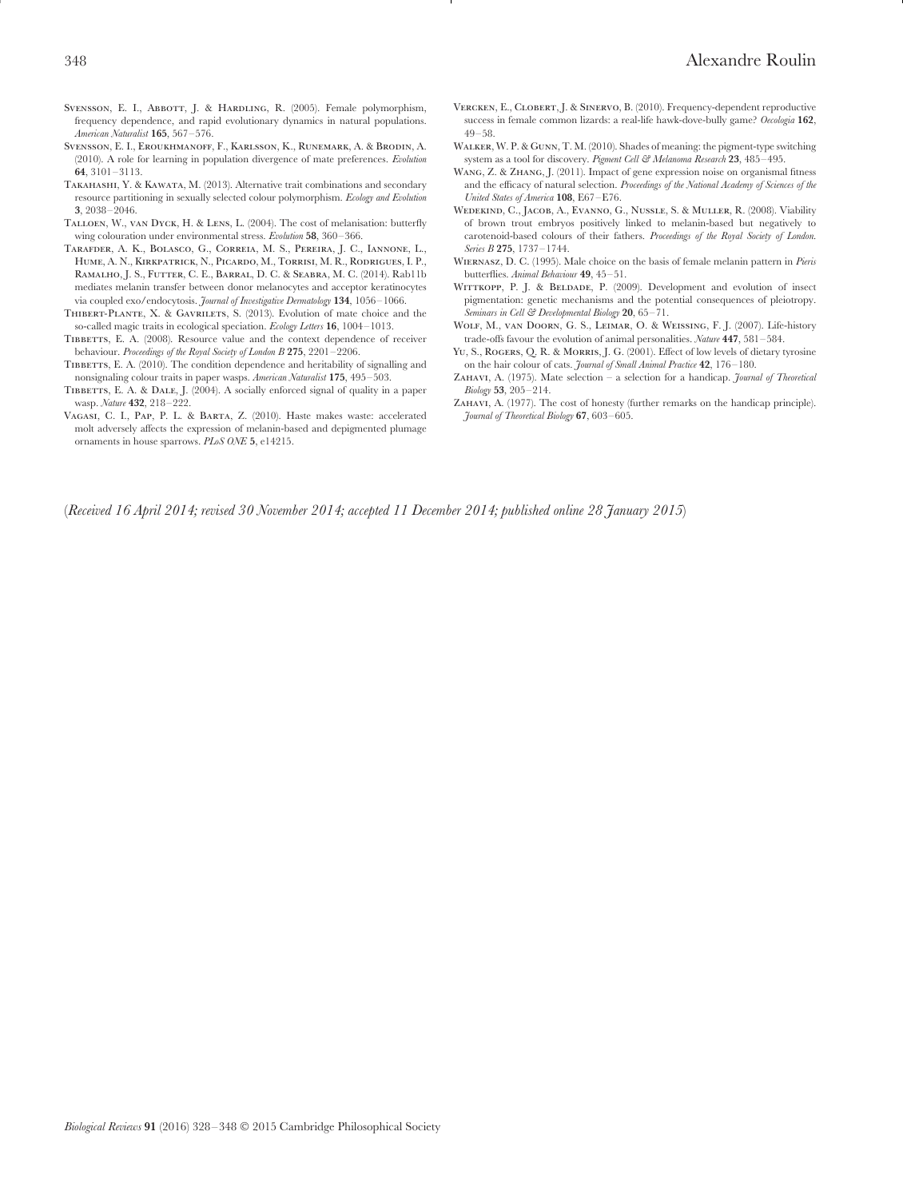Svensson, E. I., Abbott, J. & Hardling, R. (2005). Female polymorphism, frequency dependence, and rapid evolutionary dynamics in natural populations. *American Naturalist* **165**, 567–576.

Svensson, E. I., Eroukhmanoff, F., Karlsson, K., Runemark, A. & Brodin, A. (2010). A role for learning in population divergence of mate preferences. *Evolution* **64**, 3101–3113.

Takahashi, Y. & Kawata, M. (2013). Alternative trait combinations and secondary resource partitioning in sexually selected colour polymorphism. *Ecology and Evolution* **3**, 2038–2046.

Talloen, W., van Dyck, H. & Lens, L. (2004). The cost of melanisation: butterfly wing colouration under environmental stress. *Evolution* **58**, 360–366.

Tarafder, A. K., Bolasco, G., Correia, M. S., Pereira, J. C., Iannone, L., Hume, A. N., Kirkpatrick, N., Picardo, M., Torrisi, M. R., Rodrigues, I. P., Ramalho, J. S., Futter, C. E., Barral, D. C. & Seabra, M. C. (2014). Rab11b mediates melanin transfer between donor melanocytes and acceptor keratinocytes via coupled exo/endocytosis. *Journal of Investigative Dermatology* **134**, 1056–1066.

Thibert-Plante, X. & Gavrilets, S. (2013). Evolution of mate choice and the so-called magic traits in ecological speciation. *Ecology Letters* **16**, 1004–1013.

Tibbetts, E. A. (2008). Resource value and the context dependence of receiver behaviour. *Proceedings of the Royal Society of London B* **275**, 2201–2206.

Tibbetts, E. A. (2010). The condition dependence and heritability of signalling and nonsignaling colour traits in paper wasps. *American Naturalist* **175**, 495–503.

Tibbetts, E. A. & Dale, J. (2004). A socially enforced signal of quality in a paper wasp. *Nature* **432**, 218–222.

Vagasi, C. I., Pap, P. L. & Barta, Z. (2010). Haste makes waste: accelerated molt adversely affects the expression of melanin-based and depigmented plumage ornaments in house sparrows. *PLoS ONE* **5**, e14215.

Vercken, E., Clobert, J. & Sinervo, B. (2010). Frequency-dependent reproductive success in female common lizards: a real-life hawk-dove-bully game? *Oecologia* **162**, 49–58.

Walker, W. P. & Gunn, T. M. (2010). Shades of meaning: the pigment-type switching system as a tool for discovery. *Pigment Cell & Melanoma Research* **23**, 485–495.

Wang, Z. & Zhang, J. (2011). Impact of gene expression noise on organismal fitness and the efficacy of natural selection. *Proceedings of the National Academy of Sciences of the United States of America* **108**, E67–E76.

Wedekind, C., Jacob, A., Evanno, G., Nusslé, S. & Muller, R. (2008). Viability of brown trout embryos positively linked to melanin-based but negatively to carotenoid-based colours of their fathers. *Proceedings of the Royal Society of London. Series B* **275**, 1737–1744.

Wiernasz, D. C. (1995). Male choice on the basis of female melanin pattern in *Pieris* butterflies. *Animal Behaviour* **49**, 45–51.

Wittkopp, P. J. & Beldade, P. (2009). Development and evolution of insect pigmentation: genetic mechanisms and the potential consequences of pleiotropy. *Seminars in Cell & Developmental Biology* **20**, 65–71.

Wolf, M., van Doorn, G. S., Leimar, O. & Weissing, F. J. (2007). Life-history trade-offs favour the evolution of animal personalities. *Nature* **447**, 581–584.

Yu, S., Rogers, Q. R. & Morris, J. G. (2001). Effect of low levels of dietary tyrosine on the hair colour of cats. *Journal of Small Animal Practice* **42**, 176–180.

Zahavi, A. (1975). Mate selection – a selection for a handicap. *Journal of Theoretical Biology* **53**, 205–214.

Zahavi, A. (1977). The cost of honesty (further remarks on the handicap principle). *Journal of Theoretical Biology* **67**, 603–605.

(*Received 16 April 2014; revised 30 November 2014; accepted 11 December 2014; published online 28 January 2015*)